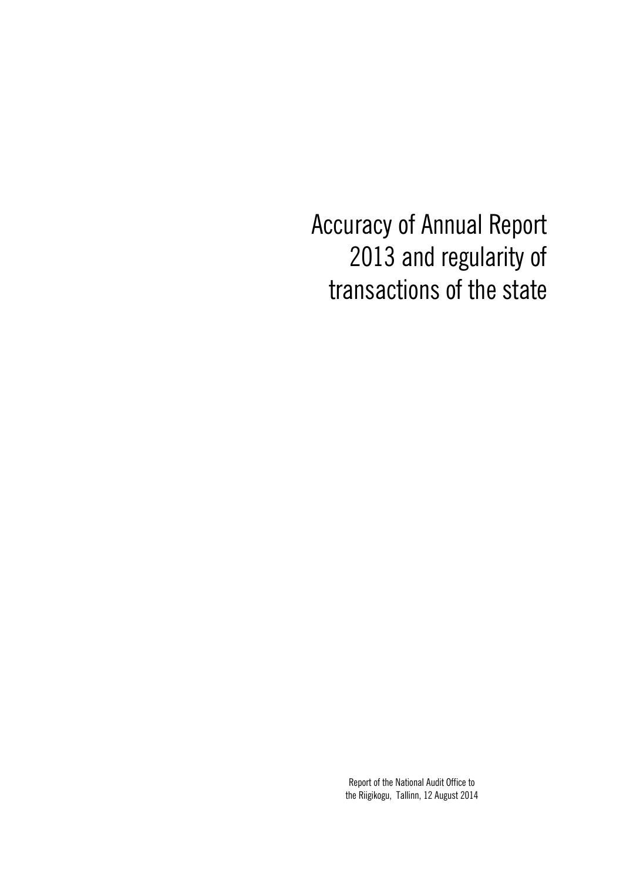# Accuracy of Annual Report 2013 and regularity of transactions of the state

Report of the National Audit Office to the Riigikogu, Tallinn, 12 August 2014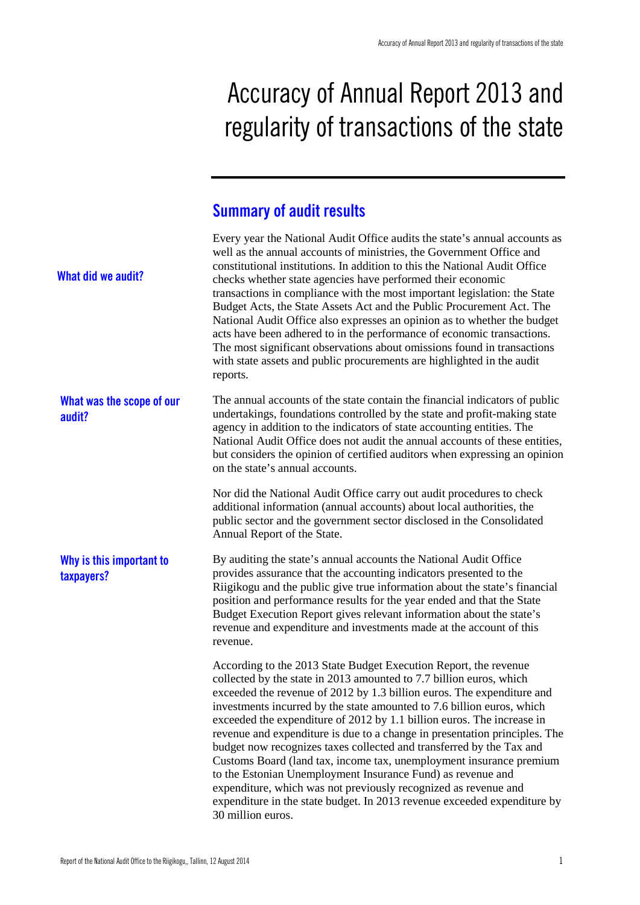# Accuracy of Annual Report 2013 and regularity of transactions of the state

## Summary of audit results

**What did we audit?**

Every year the National Audit Office audits the state's annual accounts as well as the annual accounts of ministries, the Government Office and constitutional institutions. In addition to this the National Audit Office checks whether state agencies have performed their economic transactions in compliance with the most important legislation: the State Budget Acts, the State Assets Act and the Public Procurement Act. The National Audit Office also expresses an opinion as to whether the budget acts have been adhered to in the performance of economic transactions. The most significant observations about omissions found in transactions with state assets and public procurements are highlighted in the audit reports.

**What was the scope of our audit?**

The annual accounts of the state contain the financial indicators of public undertakings, foundations controlled by the state and profit-making state agency in addition to the indicators of state accounting entities. The National Audit Office does not audit the annual accounts of these entities, but considers the opinion of certified auditors when expressing an opinion on the state's annual accounts.

Nor did the National Audit Office carry out audit procedures to check additional information (annual accounts) about local authorities, the public sector and the government sector disclosed in the Consolidated Annual Report of the State.

**Why is this important to taxpayers?**

By auditing the state's annual accounts the National Audit Office provides assurance that the accounting indicators presented to the Riigikogu and the public give true information about the state's financial position and performance results for the year ended and that the State Budget Execution Report gives relevant information about the state's revenue and expenditure and investments made at the account of this revenue.

According to the 2013 State Budget Execution Report, the revenue collected by the state in 2013 amounted to 7.7 billion euros, which exceeded the revenue of 2012 by 1.3 billion euros. The expenditure and investments incurred by the state amounted to 7.6 billion euros, which exceeded the expenditure of 2012 by 1.1 billion euros. The increase in revenue and expenditure is due to a change in presentation principles. The budget now recognizes taxes collected and transferred by the Tax and Customs Board (land tax, income tax, unemployment insurance premium to the Estonian Unemployment Insurance Fund) as revenue and expenditure, which was not previously recognized as revenue and expenditure in the state budget. In 2013 revenue exceeded expenditure by 30 million euros.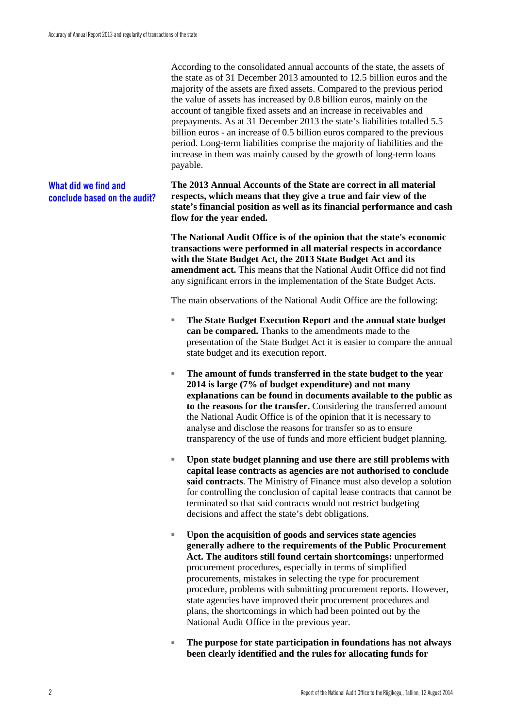According to the consolidated annual accounts of the state, the assets of the state as of 31 December 2013 amounted to 12.5 billion euros and the majority of the assets are fixed assets. Compared to the previous period the value of assets has increased by 0.8 billion euros, mainly on the account of tangible fixed assets and an increase in receivables and prepayments. As at 31 December 2013 the state's liabilities totalled 5.5 billion euros - an increase of 0.5 billion euros compared to the previous period. Long-term liabilities comprise the majority of liabilities and the increase in them was mainly caused by the growth of long-term loans payable.

## What did we find and conclude based on the audit?

**The 2013 Annual Accounts of the State are correct in all material respects, which means that they give a true and fair view of the state's financial position as well as its financial performance and cash flow for the year ended.**

**The National Audit Office is of the opinion that the state's economic transactions were performed in all material respects in accordance with the State Budget Act, the 2013 State Budget Act and its amendment act.** This means that the National Audit Office did not find any significant errors in the implementation of the State Budget Acts.

The main observations of the National Audit Office are the following:

- **The State Budget Execution Report and the annual state budget can be compared.** Thanks to the amendments made to the presentation of the State Budget Act it is easier to compare the annual state budget and its execution report.

- **The amount of funds transferred in the state budget to the year 2014 is large (7% of budget expenditure) and not many explanations can be found in documents available to the public as to the reasons for the transfer.** Considering the transferred amount the National Audit Office is of the opinion that it is necessary to analyse and disclose the reasons for transfer so as to ensure transparency of the use of funds and more efficient budget planning.

- **Upon state budget planning and use there are still problems with capital lease contracts as agencies are not authorised to conclude said contracts**. The Ministry of Finance must also develop a solution for controlling the conclusion of capital lease contracts that cannot be terminated so that said contracts would not restrict budgeting decisions and affect the state's debt obligations.

- **Upon the acquisition of goods and services state agencies generally adhere to the requirements of the Public Procurement Act. The auditors still found certain shortcomings:** unperformed procurement procedures, especially in terms of simplified procurements, mistakes in selecting the type for procurement procedure, problems with submitting procurement reports. However, state agencies have improved their procurement procedures and plans, the shortcomings in which had been pointed out by the National Audit Office in the previous year.

- **The purpose for state participation in foundations has not always been clearly identified and the rules for allocating funds for**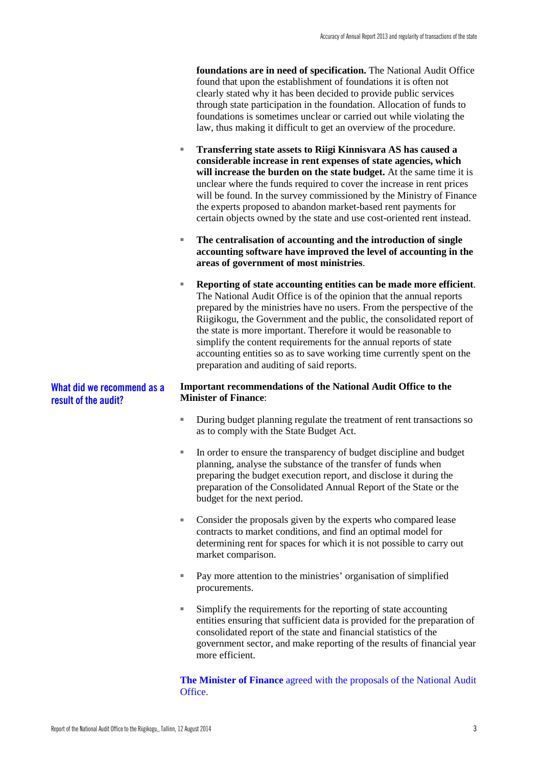**foundations are in need of specification.** The National Audit Office found that upon the establishment of foundations it is often not clearly stated why it has been decided to provide public services through state participation in the foundation. Allocation of funds to foundations is sometimes unclear or carried out while violating the law, thus making it difficult to get an overview of the procedure.

- **Transferring state assets to Riigi Kinnisvara AS has caused a considerable increase in rent expenses of state agencies, which will increase the burden on the state budget.** At the same time it is unclear where the funds required to cover the increase in rent prices will be found. In the survey commissioned by the Ministry of Finance the experts proposed to abandon market-based rent payments for certain objects owned by the state and use cost-oriented rent instead.

- **The centralisation of accounting and the introduction of single accounting software have improved the level of accounting in the areas of government of most ministries**.

- **Reporting of state accounting entities can be made more efficient**. The National Audit Office is of the opinion that the annual reports prepared by the ministries have no users. From the perspective of the Riigikogu, the Government and the public, the consolidated report of the state is more important. Therefore it would be reasonable to simplify the content requirements for the annual reports of state accounting entities so as to save working time currently spent on the preparation and auditing of said reports.

## What did we recommend as a result of the audit?

**Important recommendations of the National Audit Office to the Minister of Finance**:

- During budget planning regulate the treatment of rent transactions so as to comply with the State Budget Act.

- In order to ensure the transparency of budget discipline and budget planning, analyse the substance of the transfer of funds when preparing the budget execution report, and disclose it during the preparation of the Consolidated Annual Report of the State or the budget for the next period.

- Consider the proposals given by the experts who compared lease contracts to market conditions, and find an optimal model for determining rent for spaces for which it is not possible to carry out market comparison.

- Pay more attention to the ministries' organisation of simplified procurements.

- Simplify the requirements for the reporting of state accounting entities ensuring that sufficient data is provided for the preparation of consolidated report of the state and financial statistics of the government sector, and make reporting of the results of financial year more efficient.

**The Minister of Finance** agreed with the proposals of the National Audit Office.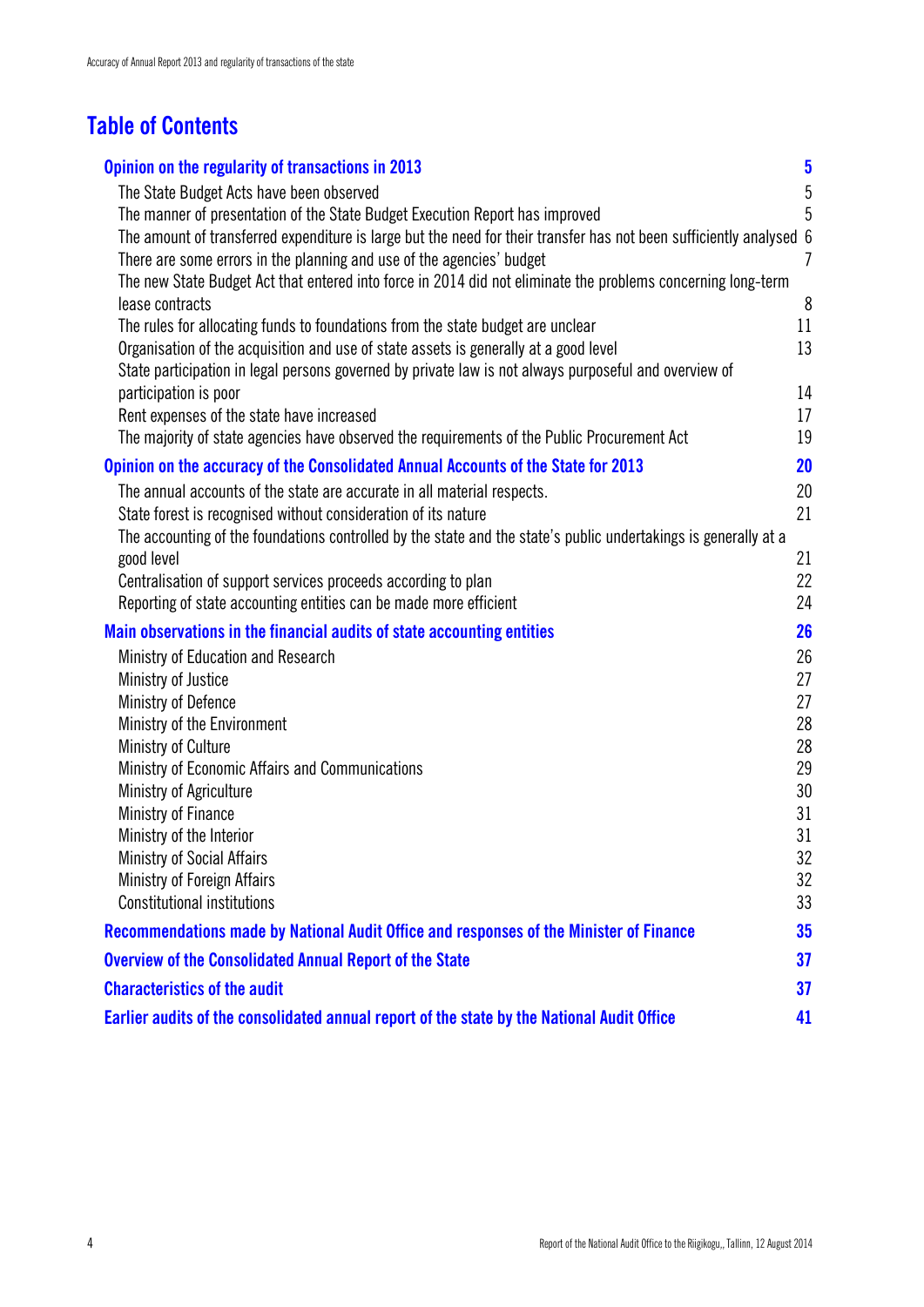# Table of Contents

| | |
|---|---|
| **Opinion on the regularity of transactions in 2013** | **5** |
| The State Budget Acts have been observed | 5 |
| The manner of presentation of the State Budget Execution Report has improved | 5 |
| The amount of transferred expenditure is large but the need for their transfer has not been sufficiently analysed | 6 |
| There are some errors in the planning and use of the agencies' budget | 7 |
| The new State Budget Act that entered into force in 2014 did not eliminate the problems concerning long-term lease contracts | 8 |
| The rules for allocating funds to foundations from the state budget are unclear | 11 |
| Organisation of the acquisition and use of state assets is generally at a good level | 13 |
| State participation in legal persons governed by private law is not always purposeful and overview of participation is poor | 14 |
| Rent expenses of the state have increased | 17 |
| The majority of state agencies have observed the requirements of the Public Procurement Act | 19 |
| **Opinion on the accuracy of the Consolidated Annual Accounts of the State for 2013** | **20** |
| The annual accounts of the state are accurate in all material respects. | 20 |
| State forest is recognised without consideration of its nature | 21 |
| The accounting of the foundations controlled by the state and the state's public undertakings is generally at a good level | 21 |
| Centralisation of support services proceeds according to plan | 22 |
| Reporting of state accounting entities can be made more efficient | 24 |
| **Main observations in the financial audits of state accounting entities** | **26** |
| Ministry of Education and Research | 26 |
| Ministry of Justice | 27 |
| Ministry of Defence | 27 |
| Ministry of the Environment | 28 |
| Ministry of Culture | 28 |
| Ministry of Economic Affairs and Communications | 29 |
| Ministry of Agriculture | 30 |
| Ministry of Finance | 31 |
| Ministry of the Interior | 31 |
| Ministry of Social Affairs | 32 |
| Ministry of Foreign Affairs | 32 |
| Constitutional institutions | 33 |
| **Recommendations made by National Audit Office and responses of the Minister of Finance** | **35** |
| **Overview of the Consolidated Annual Report of the State** | **37** |
| **Characteristics of the audit** | **37** |
| **Earlier audits of the consolidated annual report of the state by the National Audit Office** | **41** |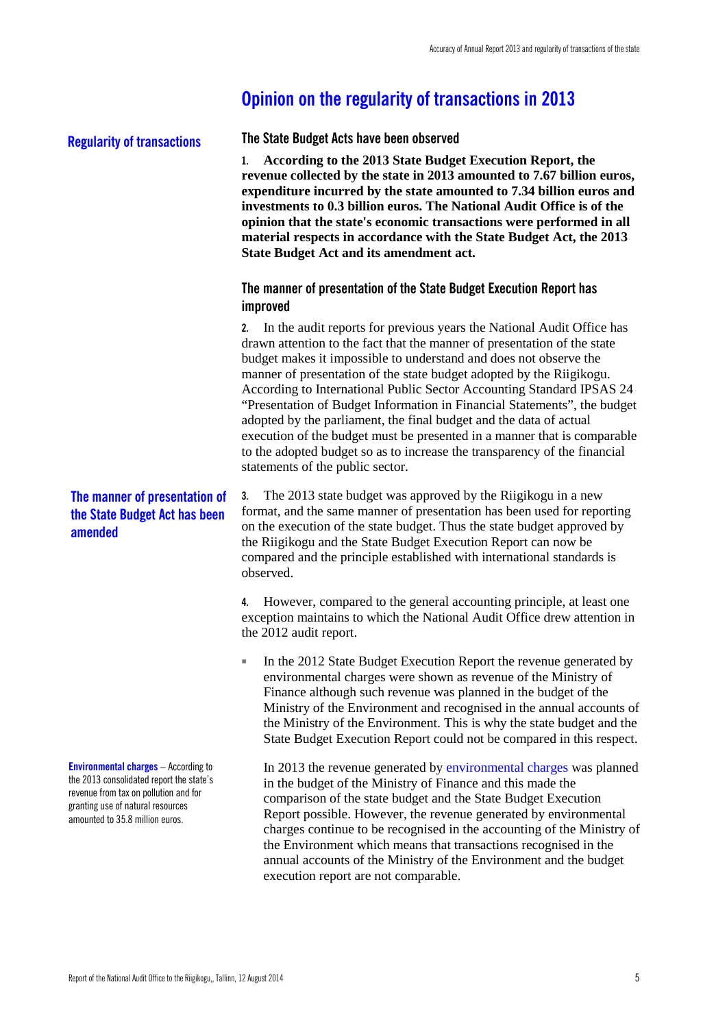# Opinion on the regularity of transactions in 2013

**Regularity of transactions**

## The State Budget Acts have been observed

**1. According to the 2013 State Budget Execution Report, the revenue collected by the state in 2013 amounted to 7.67 billion euros, expenditure incurred by the state amounted to 7.34 billion euros and investments to 0.3 billion euros. The National Audit Office is of the opinion that the state's economic transactions were performed in all material respects in accordance with the State Budget Act, the 2013 State Budget Act and its amendment act.**

## The manner of presentation of the State Budget Execution Report has improved

2. In the audit reports for previous years the National Audit Office has drawn attention to the fact that the manner of presentation of the state budget makes it impossible to understand and does not observe the manner of presentation of the state budget adopted by the Riigikogu. According to International Public Sector Accounting Standard IPSAS 24 "Presentation of Budget Information in Financial Statements", the budget adopted by the parliament, the final budget and the data of actual execution of the budget must be presented in a manner that is comparable to the adopted budget so as to increase the transparency of the financial statements of the public sector.

**The manner of presentation of the State Budget Act has been amended**

3. The 2013 state budget was approved by the Riigikogu in a new format, and the same manner of presentation has been used for reporting on the execution of the state budget. Thus the state budget approved by the Riigikogu and the State Budget Execution Report can now be compared and the principle established with international standards is observed.

4. However, compared to the general accounting principle, at least one exception maintains to which the National Audit Office drew attention in the 2012 audit report.

- In the 2012 State Budget Execution Report the revenue generated by environmental charges were shown as revenue of the Ministry of Finance although such revenue was planned in the budget of the Ministry of the Environment and recognised in the annual accounts of the Ministry of the Environment. This is why the state budget and the State Budget Execution Report could not be compared in this respect.

  In 2013 the revenue generated by environmental charges was planned in the budget of the Ministry of Finance and this made the comparison of the state budget and the State Budget Execution Report possible. However, the revenue generated by environmental charges continue to be recognised in the accounting of the Ministry of the Environment which means that transactions recognised in the annual accounts of the Ministry of the Environment and the budget execution report are not comparable.

**Environmental charges** – According to the 2013 consolidated report the state's revenue from tax on pollution and for granting use of natural resources amounted to 35.8 million euros.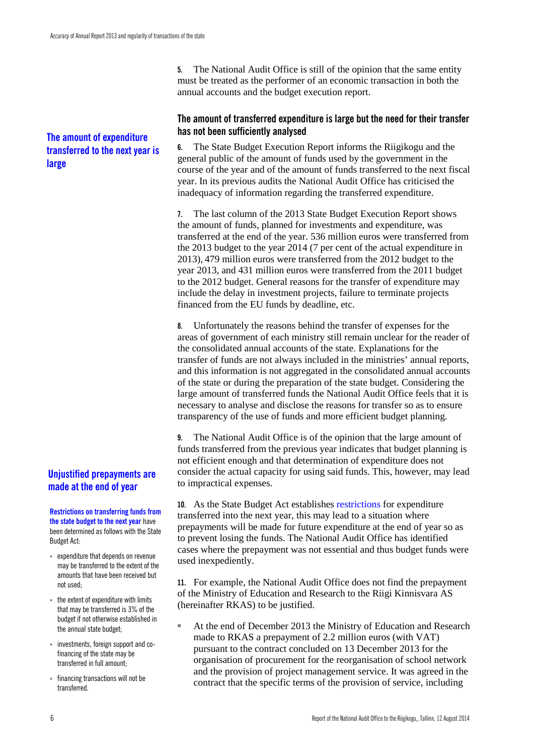**5.** The National Audit Office is still of the opinion that the same entity must be treated as the performer of an economic transaction in both the annual accounts and the budget execution report.

### The amount of transferred expenditure is large but the need for their transfer has not been sufficiently analysed

**The amount of expenditure transferred to the next year is large**

**6.** The State Budget Execution Report informs the Riigikogu and the general public of the amount of funds used by the government in the course of the year and of the amount of funds transferred to the next fiscal year. In its previous audits the National Audit Office has criticised the inadequacy of information regarding the transferred expenditure.

**7.** The last column of the 2013 State Budget Execution Report shows the amount of funds, planned for investments and expenditure, was transferred at the end of the year. 536 million euros were transferred from the 2013 budget to the year 2014 (7 per cent of the actual expenditure in 2013), 479 million euros were transferred from the 2012 budget to the year 2013, and 431 million euros were transferred from the 2011 budget to the 2012 budget. General reasons for the transfer of expenditure may include the delay in investment projects, failure to terminate projects financed from the EU funds by deadline, etc.

**8.** Unfortunately the reasons behind the transfer of expenses for the areas of government of each ministry still remain unclear for the reader of the consolidated annual accounts of the state. Explanations for the transfer of funds are not always included in the ministries' annual reports, and this information is not aggregated in the consolidated annual accounts of the state or during the preparation of the state budget. Considering the large amount of transferred funds the National Audit Office feels that it is necessary to analyse and disclose the reasons for transfer so as to ensure transparency of the use of funds and more efficient budget planning.

**9.** The National Audit Office is of the opinion that the large amount of funds transferred from the previous year indicates that budget planning is not efficient enough and that determination of expenditure does not consider the actual capacity for using said funds. This, however, may lead to impractical expenses.

**Unjustified prepayments are made at the end of year**

**Restrictions on transferring funds from the state budget to the next year** have been determined as follows with the State Budget Act:

- expenditure that depends on revenue may be transferred to the extent of the amounts that have been received but not used;
- the extent of expenditure with limits that may be transferred is 3% of the budget if not otherwise established in the annual state budget;
- investments, foreign support and co-financing of the state may be transferred in full amount;
- financing transactions will not be transferred.

**10.** As the State Budget Act establishes restrictions for expenditure transferred into the next year, this may lead to a situation where prepayments will be made for future expenditure at the end of year so as to prevent losing the funds. The National Audit Office has identified cases where the prepayment was not essential and thus budget funds were used inexpediently.

**11.** For example, the National Audit Office does not find the prepayment of the Ministry of Education and Research to the Riigi Kinnisvara AS (hereinafter RKAS) to be justified.

- At the end of December 2013 the Ministry of Education and Research made to RKAS a prepayment of 2.2 million euros (with VAT) pursuant to the contract concluded on 13 December 2013 for the organisation of procurement for the reorganisation of school network and the provision of project management service. It was agreed in the contract that the specific terms of the provision of service, including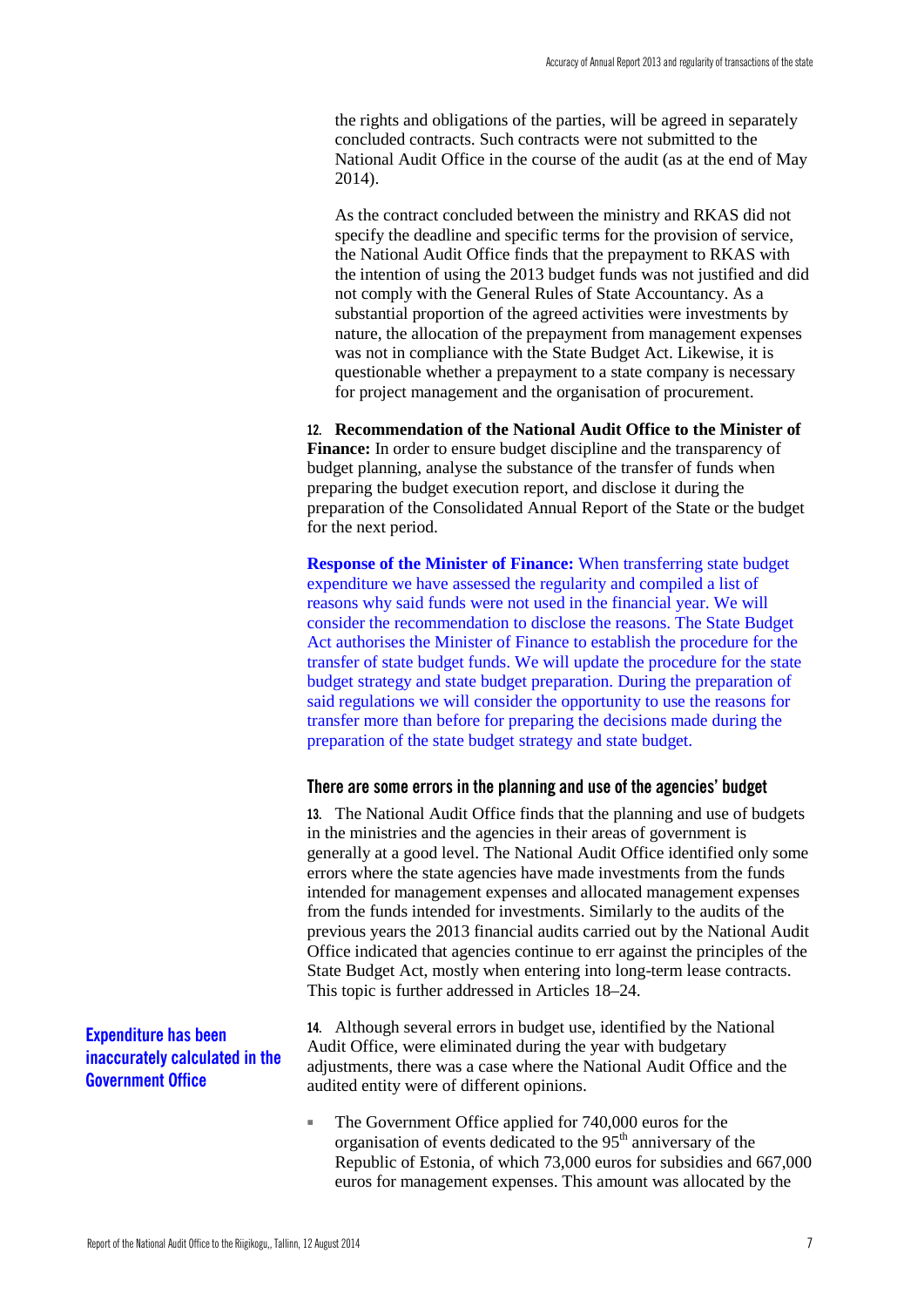the rights and obligations of the parties, will be agreed in separately concluded contracts. Such contracts were not submitted to the National Audit Office in the course of the audit (as at the end of May 2014).

As the contract concluded between the ministry and RKAS did not specify the deadline and specific terms for the provision of service, the National Audit Office finds that the prepayment to RKAS with the intention of using the 2013 budget funds was not justified and did not comply with the General Rules of State Accountancy. As a substantial proportion of the agreed activities were investments by nature, the allocation of the prepayment from management expenses was not in compliance with the State Budget Act. Likewise, it is questionable whether a prepayment to a state company is necessary for project management and the organisation of procurement.

12. **Recommendation of the National Audit Office to the Minister of Finance:** In order to ensure budget discipline and the transparency of budget planning, analyse the substance of the transfer of funds when preparing the budget execution report, and disclose it during the preparation of the Consolidated Annual Report of the State or the budget for the next period.

**Response of the Minister of Finance:** When transferring state budget expenditure we have assessed the regularity and compiled a list of reasons why said funds were not used in the financial year. We will consider the recommendation to disclose the reasons. The State Budget Act authorises the Minister of Finance to establish the procedure for the transfer of state budget funds. We will update the procedure for the state budget strategy and state budget preparation. During the preparation of said regulations we will consider the opportunity to use the reasons for transfer more than before for preparing the decisions made during the preparation of the state budget strategy and state budget.

### There are some errors in the planning and use of the agencies' budget

13. The National Audit Office finds that the planning and use of budgets in the ministries and the agencies in their areas of government is generally at a good level. The National Audit Office identified only some errors where the state agencies have made investments from the funds intended for management expenses and allocated management expenses from the funds intended for investments. Similarly to the audits of the previous years the 2013 financial audits carried out by the National Audit Office indicated that agencies continue to err against the principles of the State Budget Act, mostly when entering into long-term lease contracts. This topic is further addressed in Articles 18–24.

**Expenditure has been inaccurately calculated in the Government Office**

14. Although several errors in budget use, identified by the National Audit Office, were eliminated during the year with budgetary adjustments, there was a case where the National Audit Office and the audited entity were of different opinions.

- The Government Office applied for 740,000 euros for the organisation of events dedicated to the 95th anniversary of the Republic of Estonia, of which 73,000 euros for subsidies and 667,000 euros for management expenses. This amount was allocated by the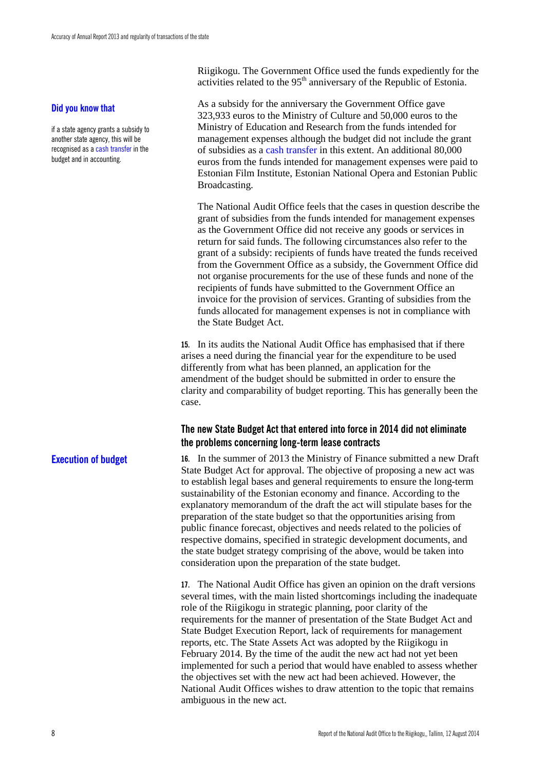Riigikogu. The Government Office used the funds expediently for the activities related to the 95th anniversary of the Republic of Estonia.

**Did you know that**

if a state agency grants a subsidy to another state agency, this will be recognised as a cash transfer in the budget and in accounting.

As a subsidy for the anniversary the Government Office gave 323,933 euros to the Ministry of Culture and 50,000 euros to the Ministry of Education and Research from the funds intended for management expenses although the budget did not include the grant of subsidies as a cash transfer in this extent. An additional 80,000 euros from the funds intended for management expenses were paid to Estonian Film Institute, Estonian National Opera and Estonian Public Broadcasting.

The National Audit Office feels that the cases in question describe the grant of subsidies from the funds intended for management expenses as the Government Office did not receive any goods or services in return for said funds. The following circumstances also refer to the grant of a subsidy: recipients of funds have treated the funds received from the Government Office as a subsidy, the Government Office did not organise procurements for the use of these funds and none of the recipients of funds have submitted to the Government Office an invoice for the provision of services. Granting of subsidies from the funds allocated for management expenses is not in compliance with the State Budget Act.

**15.** In its audits the National Audit Office has emphasised that if there arises a need during the financial year for the expenditure to be used differently from what has been planned, an application for the amendment of the budget should be submitted in order to ensure the clarity and comparability of budget reporting. This has generally been the case.

## The new State Budget Act that entered into force in 2014 did not eliminate the problems concerning long-term lease contracts

**Execution of budget**

**16.** In the summer of 2013 the Ministry of Finance submitted a new Draft State Budget Act for approval. The objective of proposing a new act was to establish legal bases and general requirements to ensure the long-term sustainability of the Estonian economy and finance. According to the explanatory memorandum of the draft the act will stipulate bases for the preparation of the state budget so that the opportunities arising from public finance forecast, objectives and needs related to the policies of respective domains, specified in strategic development documents, and the state budget strategy comprising of the above, would be taken into consideration upon the preparation of the state budget.

**17.** The National Audit Office has given an opinion on the draft versions several times, with the main listed shortcomings including the inadequate role of the Riigikogu in strategic planning, poor clarity of the requirements for the manner of presentation of the State Budget Act and State Budget Execution Report, lack of requirements for management reports, etc. The State Assets Act was adopted by the Riigikogu in February 2014. By the time of the audit the new act had not yet been implemented for such a period that would have enabled to assess whether the objectives set with the new act had been achieved. However, the National Audit Offices wishes to draw attention to the topic that remains ambiguous in the new act.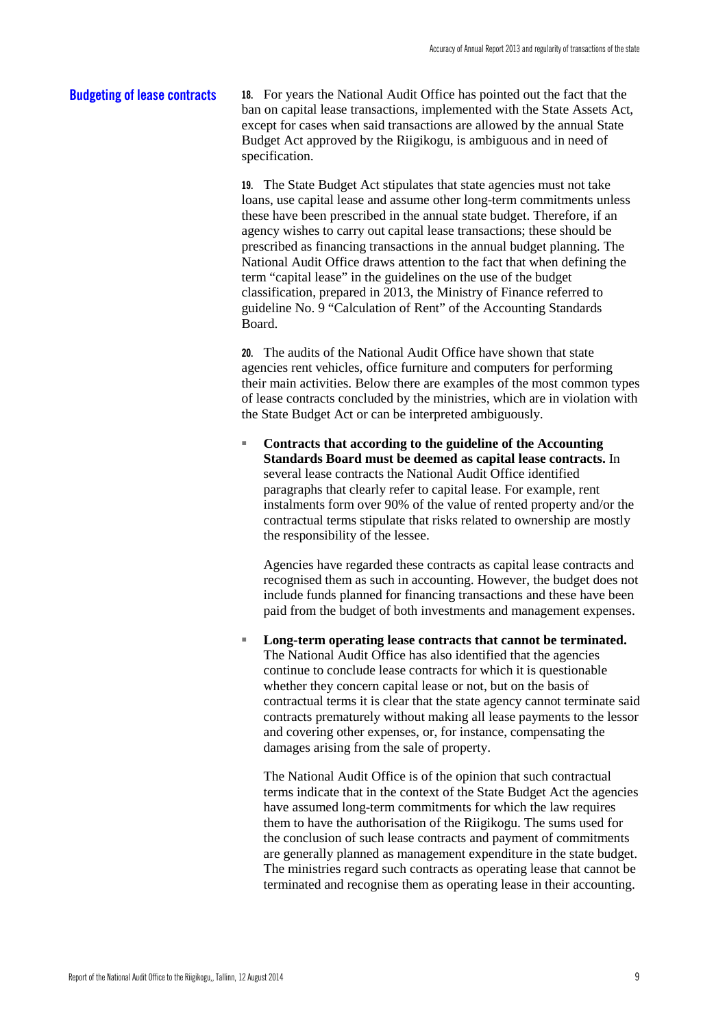## Budgeting of lease contracts

**18.** For years the National Audit Office has pointed out the fact that the ban on capital lease transactions, implemented with the State Assets Act, except for cases when said transactions are allowed by the annual State Budget Act approved by the Riigikogu, is ambiguous and in need of specification.

**19.** The State Budget Act stipulates that state agencies must not take loans, use capital lease and assume other long-term commitments unless these have been prescribed in the annual state budget. Therefore, if an agency wishes to carry out capital lease transactions; these should be prescribed as financing transactions in the annual budget planning. The National Audit Office draws attention to the fact that when defining the term "capital lease" in the guidelines on the use of the budget classification, prepared in 2013, the Ministry of Finance referred to guideline No. 9 "Calculation of Rent" of the Accounting Standards Board.

**20.** The audits of the National Audit Office have shown that state agencies rent vehicles, office furniture and computers for performing their main activities. Below there are examples of the most common types of lease contracts concluded by the ministries, which are in violation with the State Budget Act or can be interpreted ambiguously.

- **Contracts that according to the guideline of the Accounting Standards Board must be deemed as capital lease contracts.** In several lease contracts the National Audit Office identified paragraphs that clearly refer to capital lease. For example, rent instalments form over 90% of the value of rented property and/or the contractual terms stipulate that risks related to ownership are mostly the responsibility of the lessee.

  Agencies have regarded these contracts as capital lease contracts and recognised them as such in accounting. However, the budget does not include funds planned for financing transactions and these have been paid from the budget of both investments and management expenses.

- **Long-term operating lease contracts that cannot be terminated.** The National Audit Office has also identified that the agencies continue to conclude lease contracts for which it is questionable whether they concern capital lease or not, but on the basis of contractual terms it is clear that the state agency cannot terminate said contracts prematurely without making all lease payments to the lessor and covering other expenses, or, for instance, compensating the damages arising from the sale of property.

  The National Audit Office is of the opinion that such contractual terms indicate that in the context of the State Budget Act the agencies have assumed long-term commitments for which the law requires them to have the authorisation of the Riigikogu. The sums used for the conclusion of such lease contracts and payment of commitments are generally planned as management expenditure in the state budget. The ministries regard such contracts as operating lease that cannot be terminated and recognise them as operating lease in their accounting.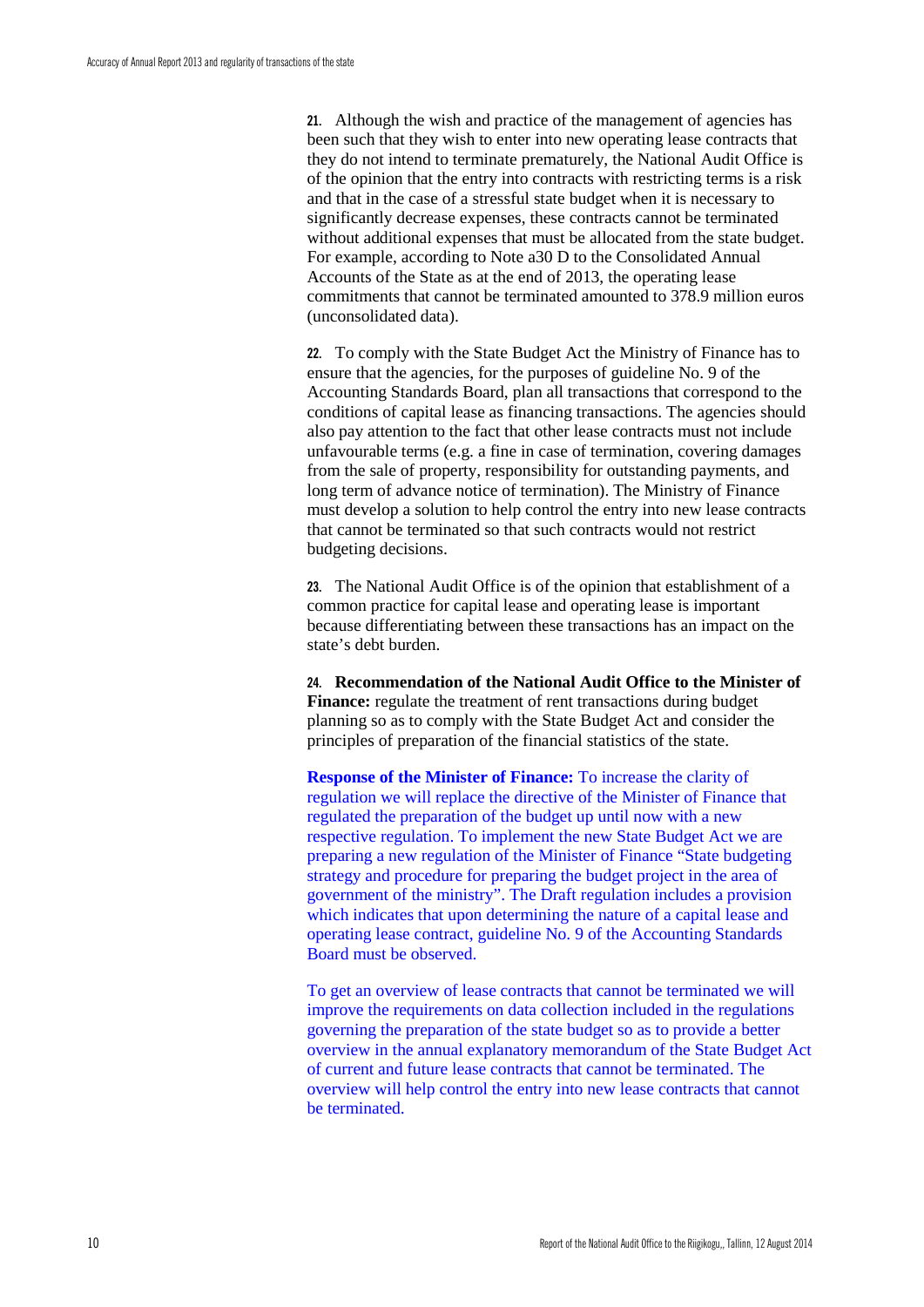**21.** Although the wish and practice of the management of agencies has been such that they wish to enter into new operating lease contracts that they do not intend to terminate prematurely, the National Audit Office is of the opinion that the entry into contracts with restricting terms is a risk and that in the case of a stressful state budget when it is necessary to significantly decrease expenses, these contracts cannot be terminated without additional expenses that must be allocated from the state budget. For example, according to Note a30 D to the Consolidated Annual Accounts of the State as at the end of 2013, the operating lease commitments that cannot be terminated amounted to 378.9 million euros (unconsolidated data).

**22.** To comply with the State Budget Act the Ministry of Finance has to ensure that the agencies, for the purposes of guideline No. 9 of the Accounting Standards Board, plan all transactions that correspond to the conditions of capital lease as financing transactions. The agencies should also pay attention to the fact that other lease contracts must not include unfavourable terms (e.g. a fine in case of termination, covering damages from the sale of property, responsibility for outstanding payments, and long term of advance notice of termination). The Ministry of Finance must develop a solution to help control the entry into new lease contracts that cannot be terminated so that such contracts would not restrict budgeting decisions.

**23.** The National Audit Office is of the opinion that establishment of a common practice for capital lease and operating lease is important because differentiating between these transactions has an impact on the state's debt burden.

**24.** **Recommendation of the National Audit Office to the Minister of Finance:** regulate the treatment of rent transactions during budget planning so as to comply with the State Budget Act and consider the principles of preparation of the financial statistics of the state.

**Response of the Minister of Finance:** To increase the clarity of regulation we will replace the directive of the Minister of Finance that regulated the preparation of the budget up until now with a new respective regulation. To implement the new State Budget Act we are preparing a new regulation of the Minister of Finance "State budgeting strategy and procedure for preparing the budget project in the area of government of the ministry". The Draft regulation includes a provision which indicates that upon determining the nature of a capital lease and operating lease contract, guideline No. 9 of the Accounting Standards Board must be observed.

To get an overview of lease contracts that cannot be terminated we will improve the requirements on data collection included in the regulations governing the preparation of the state budget so as to provide a better overview in the annual explanatory memorandum of the State Budget Act of current and future lease contracts that cannot be terminated. The overview will help control the entry into new lease contracts that cannot be terminated.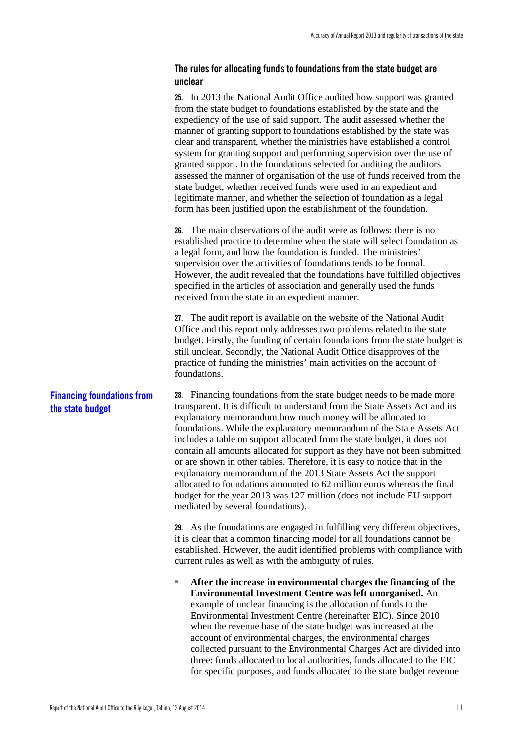### The rules for allocating funds to foundations from the state budget are unclear

**25.** In 2013 the National Audit Office audited how support was granted from the state budget to foundations established by the state and the expediency of the use of said support. The audit assessed whether the manner of granting support to foundations established by the state was clear and transparent, whether the ministries have established a control system for granting support and performing supervision over the use of granted support. In the foundations selected for auditing the auditors assessed the manner of organisation of the use of funds received from the state budget, whether received funds were used in an expedient and legitimate manner, and whether the selection of foundation as a legal form has been justified upon the establishment of the foundation.

**26.** The main observations of the audit were as follows: there is no established practice to determine when the state will select foundation as a legal form, and how the foundation is funded. The ministries' supervision over the activities of foundations tends to be formal. However, the audit revealed that the foundations have fulfilled objectives specified in the articles of association and generally used the funds received from the state in an expedient manner.

**27.** The audit report is available on the website of the National Audit Office and this report only addresses two problems related to the state budget. Firstly, the funding of certain foundations from the state budget is still unclear. Secondly, the National Audit Office disapproves of the practice of funding the ministries' main activities on the account of foundations.

#### Financing foundations from the state budget

**28.** Financing foundations from the state budget needs to be made more transparent. It is difficult to understand from the State Assets Act and its explanatory memorandum how much money will be allocated to foundations. While the explanatory memorandum of the State Assets Act includes a table on support allocated from the state budget, it does not contain all amounts allocated for support as they have not been submitted or are shown in other tables. Therefore, it is easy to notice that in the explanatory memorandum of the 2013 State Assets Act the support allocated to foundations amounted to 62 million euros whereas the final budget for the year 2013 was 127 million (does not include EU support mediated by several foundations).

**29.** As the foundations are engaged in fulfilling very different objectives, it is clear that a common financing model for all foundations cannot be established. However, the audit identified problems with compliance with current rules as well as with the ambiguity of rules.

- **After the increase in environmental charges the financing of the Environmental Investment Centre was left unorganised.** An example of unclear financing is the allocation of funds to the Environmental Investment Centre (hereinafter EIC). Since 2010 when the revenue base of the state budget was increased at the account of environmental charges, the environmental charges collected pursuant to the Environmental Charges Act are divided into three: funds allocated to local authorities, funds allocated to the EIC for specific purposes, and funds allocated to the state budget revenue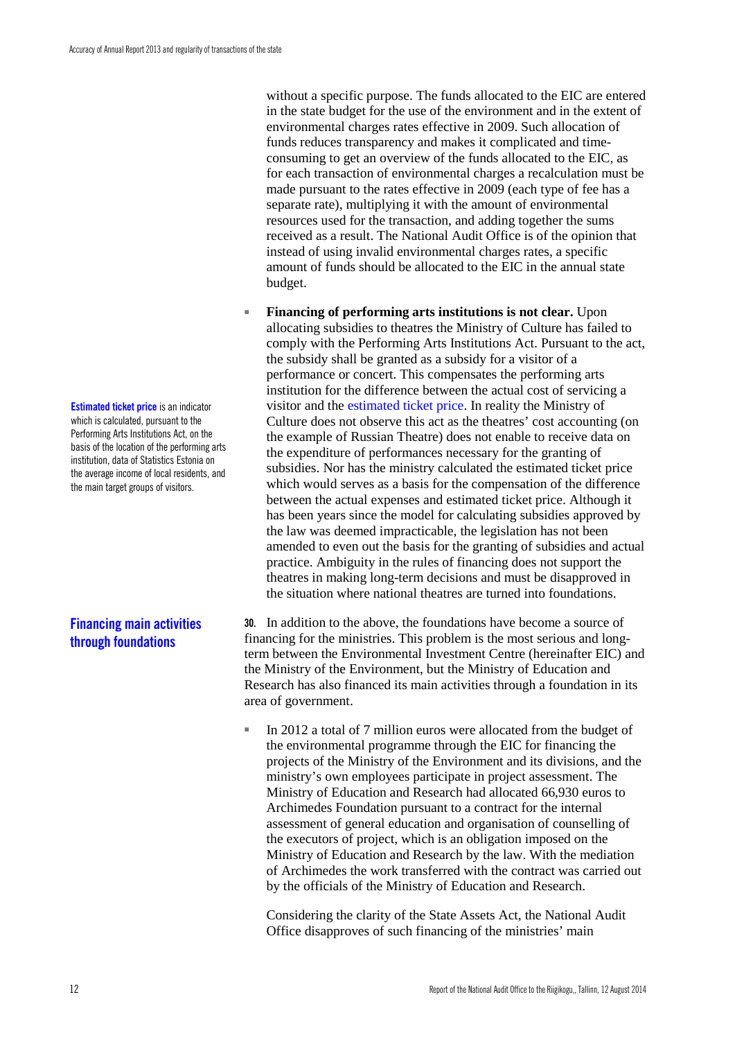without a specific purpose. The funds allocated to the EIC are entered in the state budget for the use of the environment and in the extent of environmental charges rates effective in 2009. Such allocation of funds reduces transparency and makes it complicated and time-consuming to get an overview of the funds allocated to the EIC, as for each transaction of environmental charges a recalculation must be made pursuant to the rates effective in 2009 (each type of fee has a separate rate), multiplying it with the amount of environmental resources used for the transaction, and adding together the sums received as a result. The National Audit Office is of the opinion that instead of using invalid environmental charges rates, a specific amount of funds should be allocated to the EIC in the annual state budget.

- **Financing of performing arts institutions is not clear.** Upon allocating subsidies to theatres the Ministry of Culture has failed to comply with the Performing Arts Institutions Act. Pursuant to the act, the subsidy shall be granted as a subsidy for a visitor of a performance or concert. This compensates the performing arts institution for the difference between the actual cost of servicing a visitor and the estimated ticket price. In reality the Ministry of Culture does not observe this act as the theatres' cost accounting (on the example of Russian Theatre) does not enable to receive data on the expenditure of performances necessary for the granting of subsidies. Nor has the ministry calculated the estimated ticket price which would serves as a basis for the compensation of the difference between the actual expenses and estimated ticket price. Although it has been years since the model for calculating subsidies approved by the law was deemed impracticable, the legislation has not been amended to even out the basis for the granting of subsidies and actual practice. Ambiguity in the rules of financing does not support the theatres in making long-term decisions and must be disapproved in the situation where national theatres are turned into foundations.

**Estimated ticket price** is an indicator which is calculated, pursuant to the Performing Arts Institutions Act, on the basis of the location of the performing arts institution, data of Statistics Estonia on the average income of local residents, and the main target groups of visitors.

## Financing main activities through foundations

**30.** In addition to the above, the foundations have become a source of financing for the ministries. This problem is the most serious and long-term between the Environmental Investment Centre (hereinafter EIC) and the Ministry of the Environment, but the Ministry of Education and Research has also financed its main activities through a foundation in its area of government.

- In 2012 a total of 7 million euros were allocated from the budget of the environmental programme through the EIC for financing the projects of the Ministry of the Environment and its divisions, and the ministry's own employees participate in project assessment. The Ministry of Education and Research had allocated 66,930 euros to Archimedes Foundation pursuant to a contract for the internal assessment of general education and organisation of counselling of the executors of project, which is an obligation imposed on the Ministry of Education and Research by the law. With the mediation of Archimedes the work transferred with the contract was carried out by the officials of the Ministry of Education and Research.

  Considering the clarity of the State Assets Act, the National Audit Office disapproves of such financing of the ministries' main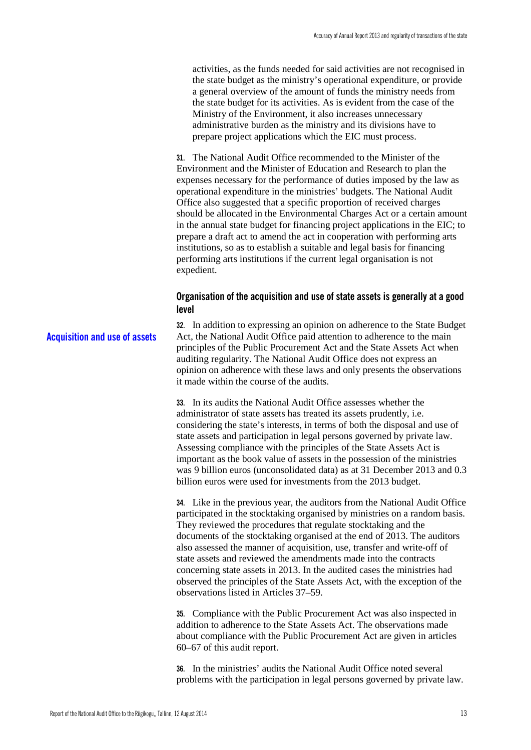activities, as the funds needed for said activities are not recognised in the state budget as the ministry's operational expenditure, or provide a general overview of the amount of funds the ministry needs from the state budget for its activities. As is evident from the case of the Ministry of the Environment, it also increases unnecessary administrative burden as the ministry and its divisions have to prepare project applications which the EIC must process.

**31.** The National Audit Office recommended to the Minister of the Environment and the Minister of Education and Research to plan the expenses necessary for the performance of duties imposed by the law as operational expenditure in the ministries' budgets. The National Audit Office also suggested that a specific proportion of received charges should be allocated in the Environmental Charges Act or a certain amount in the annual state budget for financing project applications in the EIC; to prepare a draft act to amend the act in cooperation with performing arts institutions, so as to establish a suitable and legal basis for financing performing arts institutions if the current legal organisation is not expedient.

### Organisation of the acquisition and use of state assets is generally at a good level

**Acquisition and use of assets**

**32.** In addition to expressing an opinion on adherence to the State Budget Act, the National Audit Office paid attention to adherence to the main principles of the Public Procurement Act and the State Assets Act when auditing regularity. The National Audit Office does not express an opinion on adherence with these laws and only presents the observations it made within the course of the audits.

**33.** In its audits the National Audit Office assesses whether the administrator of state assets has treated its assets prudently, i.e. considering the state's interests, in terms of both the disposal and use of state assets and participation in legal persons governed by private law. Assessing compliance with the principles of the State Assets Act is important as the book value of assets in the possession of the ministries was 9 billion euros (unconsolidated data) as at 31 December 2013 and 0.3 billion euros were used for investments from the 2013 budget.

**34.** Like in the previous year, the auditors from the National Audit Office participated in the stocktaking organised by ministries on a random basis. They reviewed the procedures that regulate stocktaking and the documents of the stocktaking organised at the end of 2013. The auditors also assessed the manner of acquisition, use, transfer and write-off of state assets and reviewed the amendments made into the contracts concerning state assets in 2013. In the audited cases the ministries had observed the principles of the State Assets Act, with the exception of the observations listed in Articles 37–59.

**35.** Compliance with the Public Procurement Act was also inspected in addition to adherence to the State Assets Act. The observations made about compliance with the Public Procurement Act are given in articles 60–67 of this audit report.

**36.** In the ministries' audits the National Audit Office noted several problems with the participation in legal persons governed by private law.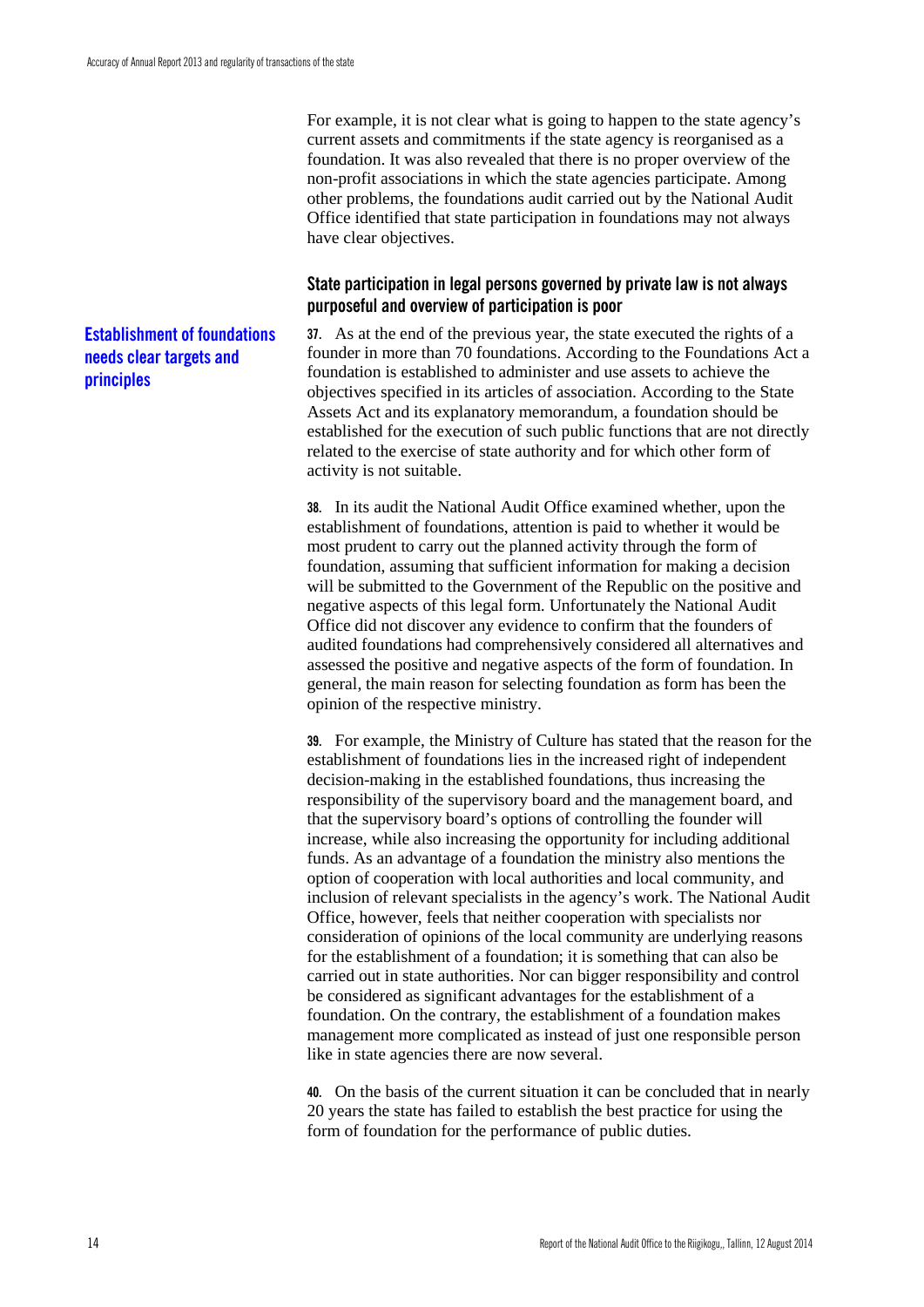For example, it is not clear what is going to happen to the state agency's current assets and commitments if the state agency is reorganised as a foundation. It was also revealed that there is no proper overview of the non-profit associations in which the state agencies participate. Among other problems, the foundations audit carried out by the National Audit Office identified that state participation in foundations may not always have clear objectives.

### State participation in legal persons governed by private law is not always purposeful and overview of participation is poor

**Establishment of foundations needs clear targets and principles**

**37.** As at the end of the previous year, the state executed the rights of a founder in more than 70 foundations. According to the Foundations Act a foundation is established to administer and use assets to achieve the objectives specified in its articles of association. According to the State Assets Act and its explanatory memorandum, a foundation should be established for the execution of such public functions that are not directly related to the exercise of state authority and for which other form of activity is not suitable.

**38.** In its audit the National Audit Office examined whether, upon the establishment of foundations, attention is paid to whether it would be most prudent to carry out the planned activity through the form of foundation, assuming that sufficient information for making a decision will be submitted to the Government of the Republic on the positive and negative aspects of this legal form. Unfortunately the National Audit Office did not discover any evidence to confirm that the founders of audited foundations had comprehensively considered all alternatives and assessed the positive and negative aspects of the form of foundation. In general, the main reason for selecting foundation as form has been the opinion of the respective ministry.

**39.** For example, the Ministry of Culture has stated that the reason for the establishment of foundations lies in the increased right of independent decision-making in the established foundations, thus increasing the responsibility of the supervisory board and the management board, and that the supervisory board's options of controlling the founder will increase, while also increasing the opportunity for including additional funds. As an advantage of a foundation the ministry also mentions the option of cooperation with local authorities and local community, and inclusion of relevant specialists in the agency's work. The National Audit Office, however, feels that neither cooperation with specialists nor consideration of opinions of the local community are underlying reasons for the establishment of a foundation; it is something that can also be carried out in state authorities. Nor can bigger responsibility and control be considered as significant advantages for the establishment of a foundation. On the contrary, the establishment of a foundation makes management more complicated as instead of just one responsible person like in state agencies there are now several.

**40.** On the basis of the current situation it can be concluded that in nearly 20 years the state has failed to establish the best practice for using the form of foundation for the performance of public duties.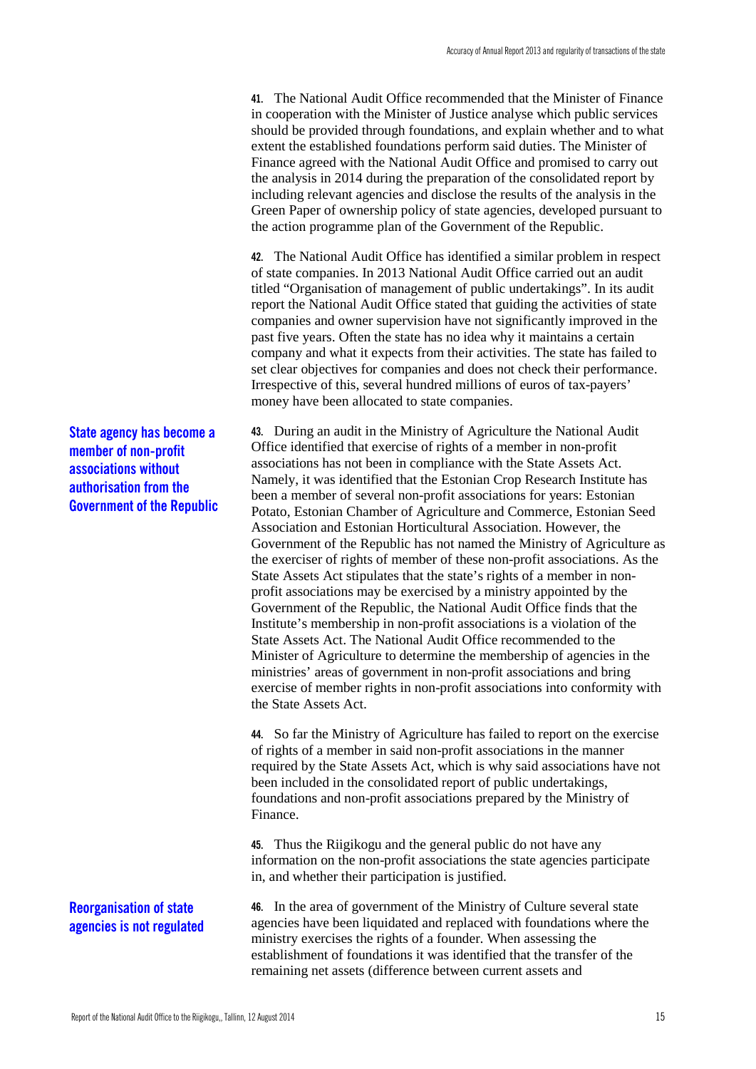**41.** The National Audit Office recommended that the Minister of Finance in cooperation with the Minister of Justice analyse which public services should be provided through foundations, and explain whether and to what extent the established foundations perform said duties. The Minister of Finance agreed with the National Audit Office and promised to carry out the analysis in 2014 during the preparation of the consolidated report by including relevant agencies and disclose the results of the analysis in the Green Paper of ownership policy of state agencies, developed pursuant to the action programme plan of the Government of the Republic.

**42.** The National Audit Office has identified a similar problem in respect of state companies. In 2013 National Audit Office carried out an audit titled "Organisation of management of public undertakings". In its audit report the National Audit Office stated that guiding the activities of state companies and owner supervision have not significantly improved in the past five years. Often the state has no idea why it maintains a certain company and what it expects from their activities. The state has failed to set clear objectives for companies and does not check their performance. Irrespective of this, several hundred millions of euros of tax-payers' money have been allocated to state companies.

### State agency has become a member of non-profit associations without authorisation from the Government of the Republic

**43.** During an audit in the Ministry of Agriculture the National Audit Office identified that exercise of rights of a member in non-profit associations has not been in compliance with the State Assets Act. Namely, it was identified that the Estonian Crop Research Institute has been a member of several non-profit associations for years: Estonian Potato, Estonian Chamber of Agriculture and Commerce, Estonian Seed Association and Estonian Horticultural Association. However, the Government of the Republic has not named the Ministry of Agriculture as the exerciser of rights of member of these non-profit associations. As the State Assets Act stipulates that the state's rights of a member in non-profit associations may be exercised by a ministry appointed by the Government of the Republic, the National Audit Office finds that the Institute's membership in non-profit associations is a violation of the State Assets Act. The National Audit Office recommended to the Minister of Agriculture to determine the membership of agencies in the ministries' areas of government in non-profit associations and bring exercise of member rights in non-profit associations into conformity with the State Assets Act.

**44.** So far the Ministry of Agriculture has failed to report on the exercise of rights of a member in said non-profit associations in the manner required by the State Assets Act, which is why said associations have not been included in the consolidated report of public undertakings, foundations and non-profit associations prepared by the Ministry of Finance.

**45.** Thus the Riigikogu and the general public do not have any information on the non-profit associations the state agencies participate in, and whether their participation is justified.

### Reorganisation of state agencies is not regulated

**46.** In the area of government of the Ministry of Culture several state agencies have been liquidated and replaced with foundations where the ministry exercises the rights of a founder. When assessing the establishment of foundations it was identified that the transfer of the remaining net assets (difference between current assets and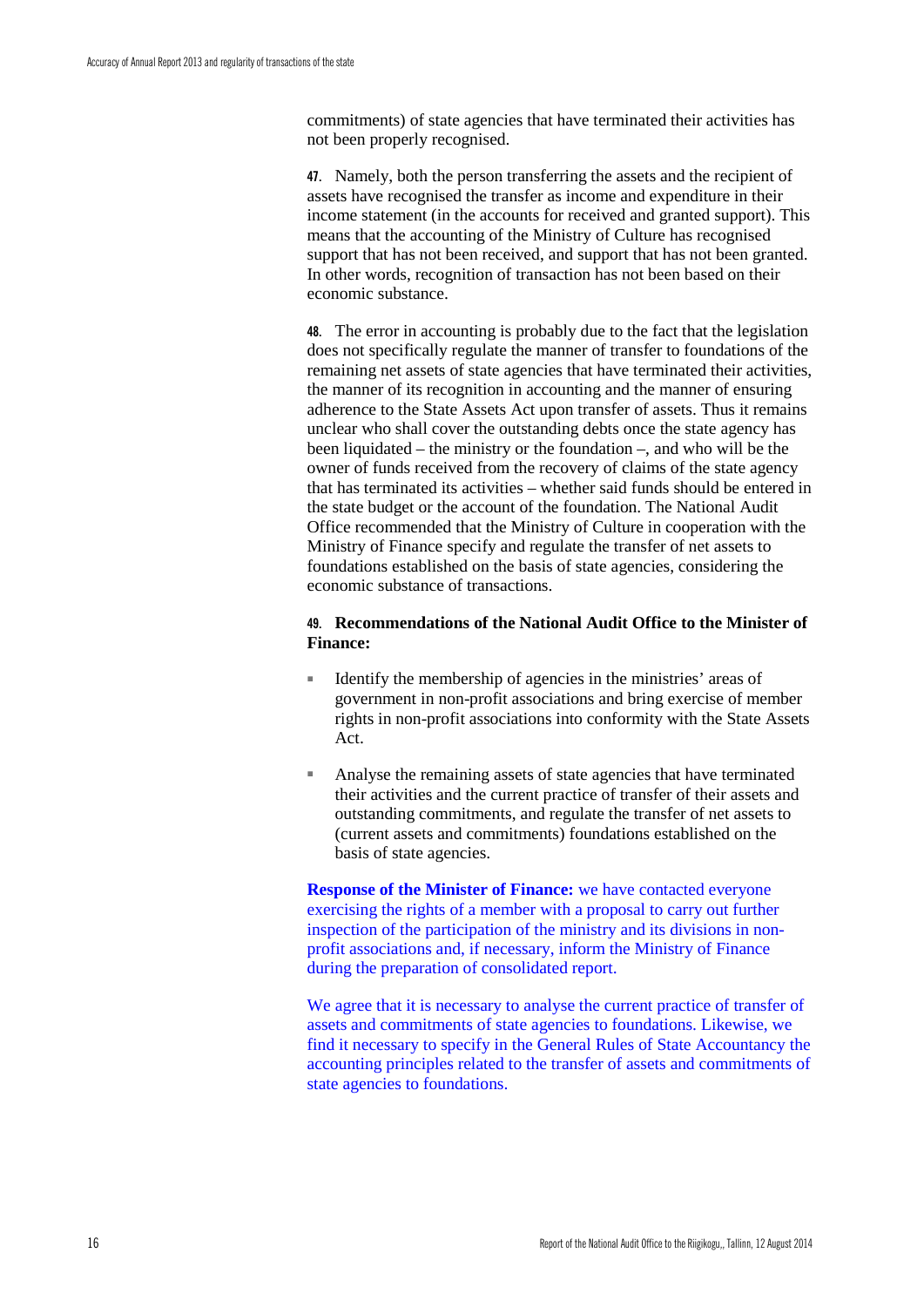commitments) of state agencies that have terminated their activities has not been properly recognised.

**47.** Namely, both the person transferring the assets and the recipient of assets have recognised the transfer as income and expenditure in their income statement (in the accounts for received and granted support). This means that the accounting of the Ministry of Culture has recognised support that has not been received, and support that has not been granted. In other words, recognition of transaction has not been based on their economic substance.

**48.** The error in accounting is probably due to the fact that the legislation does not specifically regulate the manner of transfer to foundations of the remaining net assets of state agencies that have terminated their activities, the manner of its recognition in accounting and the manner of ensuring adherence to the State Assets Act upon transfer of assets. Thus it remains unclear who shall cover the outstanding debts once the state agency has been liquidated – the ministry or the foundation –, and who will be the owner of funds received from the recovery of claims of the state agency that has terminated its activities – whether said funds should be entered in the state budget or the account of the foundation. The National Audit Office recommended that the Ministry of Culture in cooperation with the Ministry of Finance specify and regulate the transfer of net assets to foundations established on the basis of state agencies, considering the economic substance of transactions.

**49. Recommendations of the National Audit Office to the Minister of Finance:**

- Identify the membership of agencies in the ministries' areas of government in non-profit associations and bring exercise of member rights in non-profit associations into conformity with the State Assets Act.
- Analyse the remaining assets of state agencies that have terminated their activities and the current practice of transfer of their assets and outstanding commitments, and regulate the transfer of net assets to (current assets and commitments) foundations established on the basis of state agencies.

**Response of the Minister of Finance:** we have contacted everyone exercising the rights of a member with a proposal to carry out further inspection of the participation of the ministry and its divisions in non-profit associations and, if necessary, inform the Ministry of Finance during the preparation of consolidated report.

We agree that it is necessary to analyse the current practice of transfer of assets and commitments of state agencies to foundations. Likewise, we find it necessary to specify in the General Rules of State Accountancy the accounting principles related to the transfer of assets and commitments of state agencies to foundations.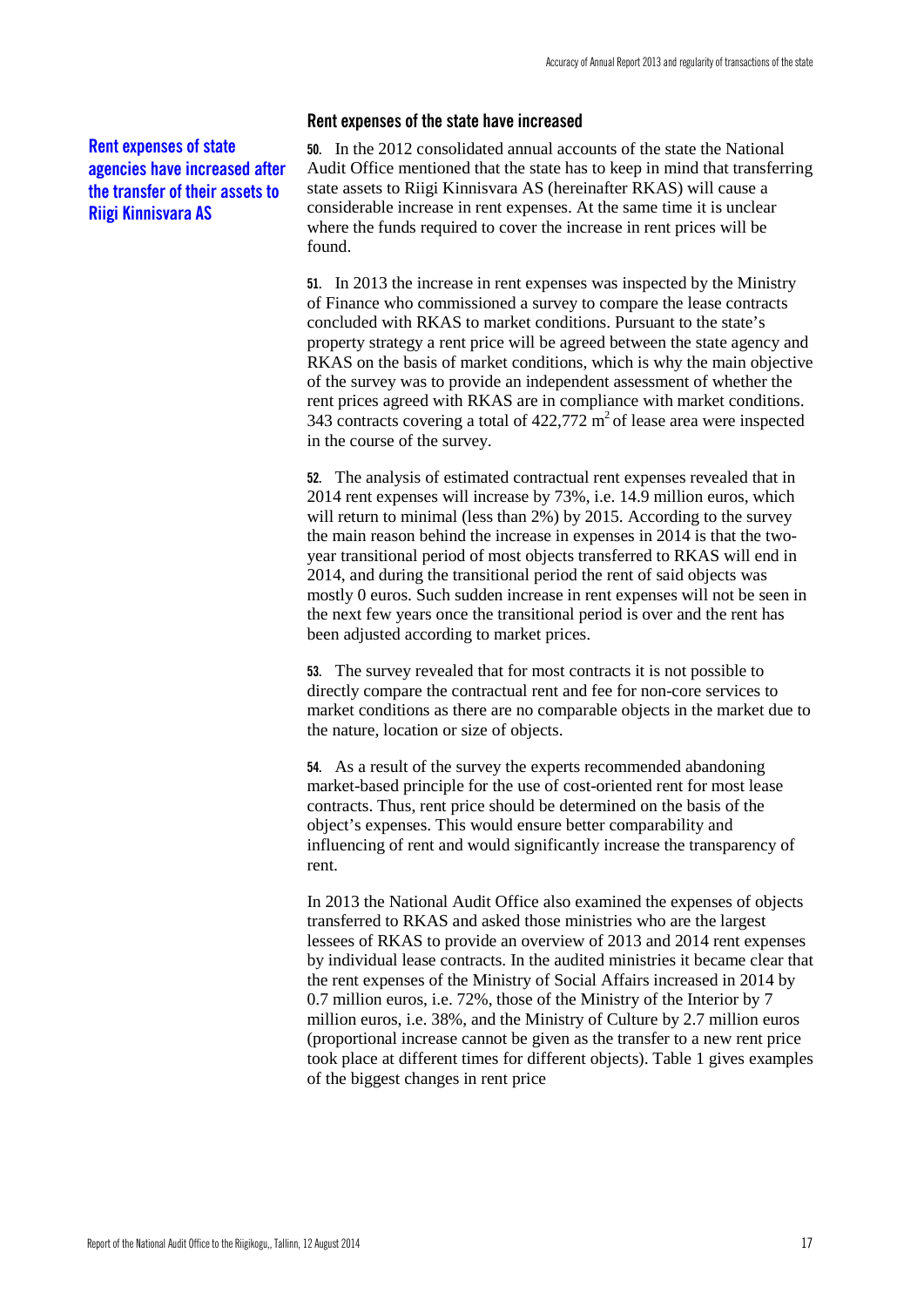## Rent expenses of the state have increased

**Rent expenses of state agencies have increased after the transfer of their assets to Riigi Kinnisvara AS**

**50.** In the 2012 consolidated annual accounts of the state the National Audit Office mentioned that the state has to keep in mind that transferring state assets to Riigi Kinnisvara AS (hereinafter RKAS) will cause a considerable increase in rent expenses. At the same time it is unclear where the funds required to cover the increase in rent prices will be found.

**51.** In 2013 the increase in rent expenses was inspected by the Ministry of Finance who commissioned a survey to compare the lease contracts concluded with RKAS to market conditions. Pursuant to the state's property strategy a rent price will be agreed between the state agency and RKAS on the basis of market conditions, which is why the main objective of the survey was to provide an independent assessment of whether the rent prices agreed with RKAS are in compliance with market conditions. 343 contracts covering a total of 422,772 $m^2$ of lease area were inspected in the course of the survey.

**52.** The analysis of estimated contractual rent expenses revealed that in 2014 rent expenses will increase by 73%, i.e. 14.9 million euros, which will return to minimal (less than 2%) by 2015. According to the survey the main reason behind the increase in expenses in 2014 is that the two-year transitional period of most objects transferred to RKAS will end in 2014, and during the transitional period the rent of said objects was mostly 0 euros. Such sudden increase in rent expenses will not be seen in the next few years once the transitional period is over and the rent has been adjusted according to market prices.

**53.** The survey revealed that for most contracts it is not possible to directly compare the contractual rent and fee for non-core services to market conditions as there are no comparable objects in the market due to the nature, location or size of objects.

**54.** As a result of the survey the experts recommended abandoning market-based principle for the use of cost-oriented rent for most lease contracts. Thus, rent price should be determined on the basis of the object's expenses. This would ensure better comparability and influencing of rent and would significantly increase the transparency of rent.

In 2013 the National Audit Office also examined the expenses of objects transferred to RKAS and asked those ministries who are the largest lessees of RKAS to provide an overview of 2013 and 2014 rent expenses by individual lease contracts. In the audited ministries it became clear that the rent expenses of the Ministry of Social Affairs increased in 2014 by 0.7 million euros, i.e. 72%, those of the Ministry of the Interior by 7 million euros, i.e. 38%, and the Ministry of Culture by 2.7 million euros (proportional increase cannot be given as the transfer to a new rent price took place at different times for different objects). Table 1 gives examples of the biggest changes in rent price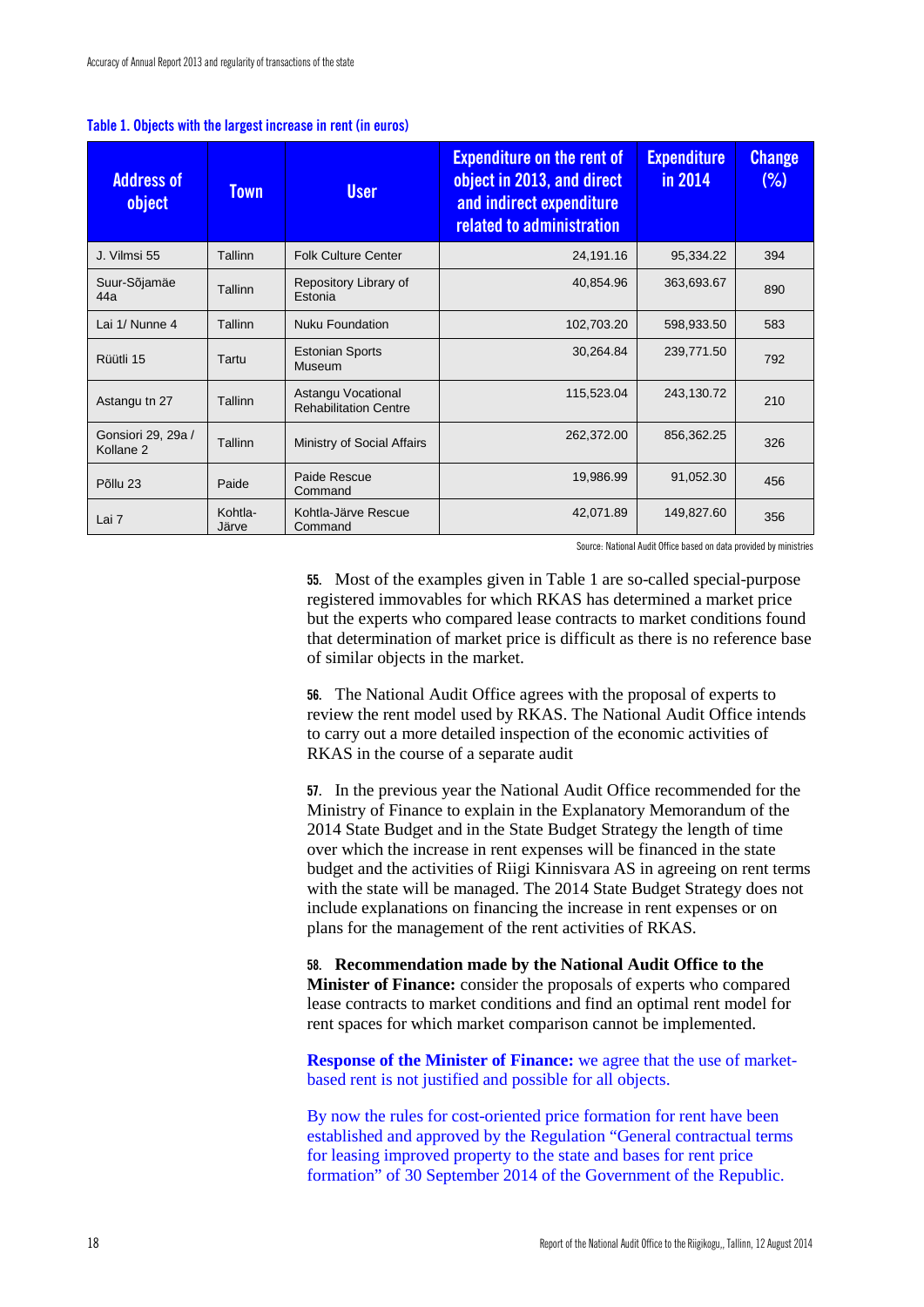**Table 1. Objects with the largest increase in rent (in euros)**

| Address of object | Town | User | Expenditure on the rent of object in 2013, and direct and indirect expenditure related to administration | Expenditure in 2014 | Change (%) |
|---|---|---|---|---|---|
| J. Vilmsi 55 | Tallinn | Folk Culture Center | 24,191.16 | 95,334.22 | 394 |
| Suur-Sõjamäe 44a | Tallinn | Repository Library of Estonia | 40,854.96 | 363,693.67 | 890 |
| Lai 1/ Nunne 4 | Tallinn | Nuku Foundation | 102,703.20 | 598,933.50 | 583 |
| Rüütli 15 | Tartu | Estonian Sports Museum | 30,264.84 | 239,771.50 | 792 |
| Astangu tn 27 | Tallinn | Astangu Vocational Rehabilitation Centre | 115,523.04 | 243,130.72 | 210 |
| Gonsiori 29, 29a / Kollane 2 | Tallinn | Ministry of Social Affairs | 262,372.00 | 856,362.25 | 326 |
| Põllu 23 | Paide | Paide Rescue Command | 19,986.99 | 91,052.30 | 456 |
| Lai 7 | Kohtla-Järve | Kohtla-Järve Rescue Command | 42,071.89 | 149,827.60 | 356 |

Source: National Audit Office based on data provided by ministries

**55.** Most of the examples given in Table 1 are so-called special-purpose registered immovables for which RKAS has determined a market price but the experts who compared lease contracts to market conditions found that determination of market price is difficult as there is no reference base of similar objects in the market.

**56.** The National Audit Office agrees with the proposal of experts to review the rent model used by RKAS. The National Audit Office intends to carry out a more detailed inspection of the economic activities of RKAS in the course of a separate audit

**57.** In the previous year the National Audit Office recommended for the Ministry of Finance to explain in the Explanatory Memorandum of the 2014 State Budget and in the State Budget Strategy the length of time over which the increase in rent expenses will be financed in the state budget and the activities of Riigi Kinnisvara AS in agreeing on rent terms with the state will be managed. The 2014 State Budget Strategy does not include explanations on financing the increase in rent expenses or on plans for the management of the rent activities of RKAS.

**58. Recommendation made by the National Audit Office to the Minister of Finance:** consider the proposals of experts who compared lease contracts to market conditions and find an optimal rent model for rent spaces for which market comparison cannot be implemented.

**Response of the Minister of Finance:** we agree that the use of market-based rent is not justified and possible for all objects.

By now the rules for cost-oriented price formation for rent have been established and approved by the Regulation "General contractual terms for leasing improved property to the state and bases for rent price formation" of 30 September 2014 of the Government of the Republic.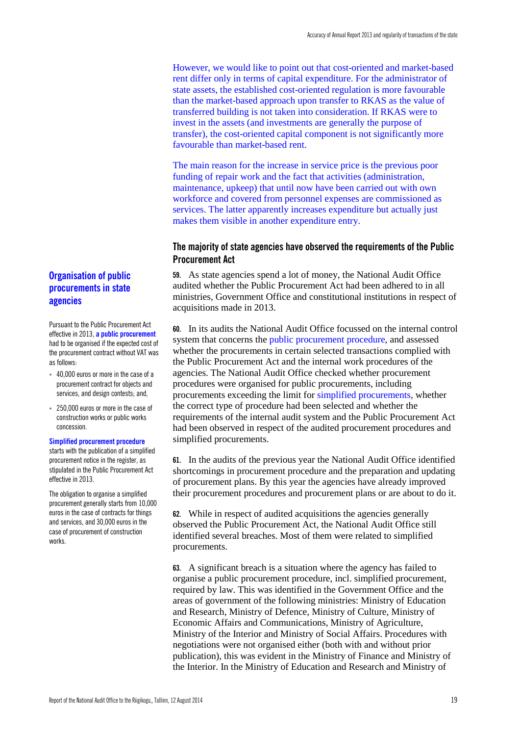However, we would like to point out that cost-oriented and market-based rent differ only in terms of capital expenditure. For the administrator of state assets, the established cost-oriented regulation is more favourable than the market-based approach upon transfer to RKAS as the value of transferred building is not taken into consideration. If RKAS were to invest in the assets (and investments are generally the purpose of transfer), the cost-oriented capital component is not significantly more favourable than market-based rent.

The main reason for the increase in service price is the previous poor funding of repair work and the fact that activities (administration, maintenance, upkeep) that until now have been carried out with own workforce and covered from personnel expenses are commissioned as services. The latter apparently increases expenditure but actually just makes them visible in another expenditure entry.

## The majority of state agencies have observed the requirements of the Public Procurement Act

**59.** As state agencies spend a lot of money, the National Audit Office audited whether the Public Procurement Act had been adhered to in all ministries, Government Office and constitutional institutions in respect of acquisitions made in 2013.

**60.** In its audits the National Audit Office focussed on the internal control system that concerns the public procurement procedure, and assessed whether the procurements in certain selected transactions complied with the Public Procurement Act and the internal work procedures of the agencies. The National Audit Office checked whether procurement procedures were organised for public procurements, including procurements exceeding the limit for simplified procurements, whether the correct type of procedure had been selected and whether the requirements of the internal audit system and the Public Procurement Act had been observed in respect of the audited procurement procedures and simplified procurements.

**61.** In the audits of the previous year the National Audit Office identified shortcomings in procurement procedure and the preparation and updating of procurement plans. By this year the agencies have already improved their procurement procedures and procurement plans or are about to do it.

**62.** While in respect of audited acquisitions the agencies generally observed the Public Procurement Act, the National Audit Office still identified several breaches. Most of them were related to simplified procurements.

**63.** A significant breach is a situation where the agency has failed to organise a public procurement procedure, incl. simplified procurement, required by law. This was identified in the Government Office and the areas of government of the following ministries: Ministry of Education and Research, Ministry of Defence, Ministry of Culture, Ministry of Economic Affairs and Communications, Ministry of Agriculture, Ministry of the Interior and Ministry of Social Affairs. Procedures with negotiations were not organised either (both with and without prior publication), this was evident in the Ministry of Finance and Ministry of the Interior. In the Ministry of Education and Research and Ministry of

### Organisation of public procurements in state agencies

Pursuant to the Public Procurement Act effective in 2013, **a public procurement** had to be organised if the expected cost of the procurement contract without VAT was as follows:

- 40,000 euros or more in the case of a procurement contract for objects and services, and design contests; and,
- 250,000 euros or more in the case of construction works or public works concession.

**Simplified procurement procedure** starts with the publication of a simplified procurement notice in the register, as stipulated in the Public Procurement Act effective in 2013.

The obligation to organise a simplified procurement generally starts from 10,000 euros in the case of contracts for things and services, and 30,000 euros in the case of procurement of construction works.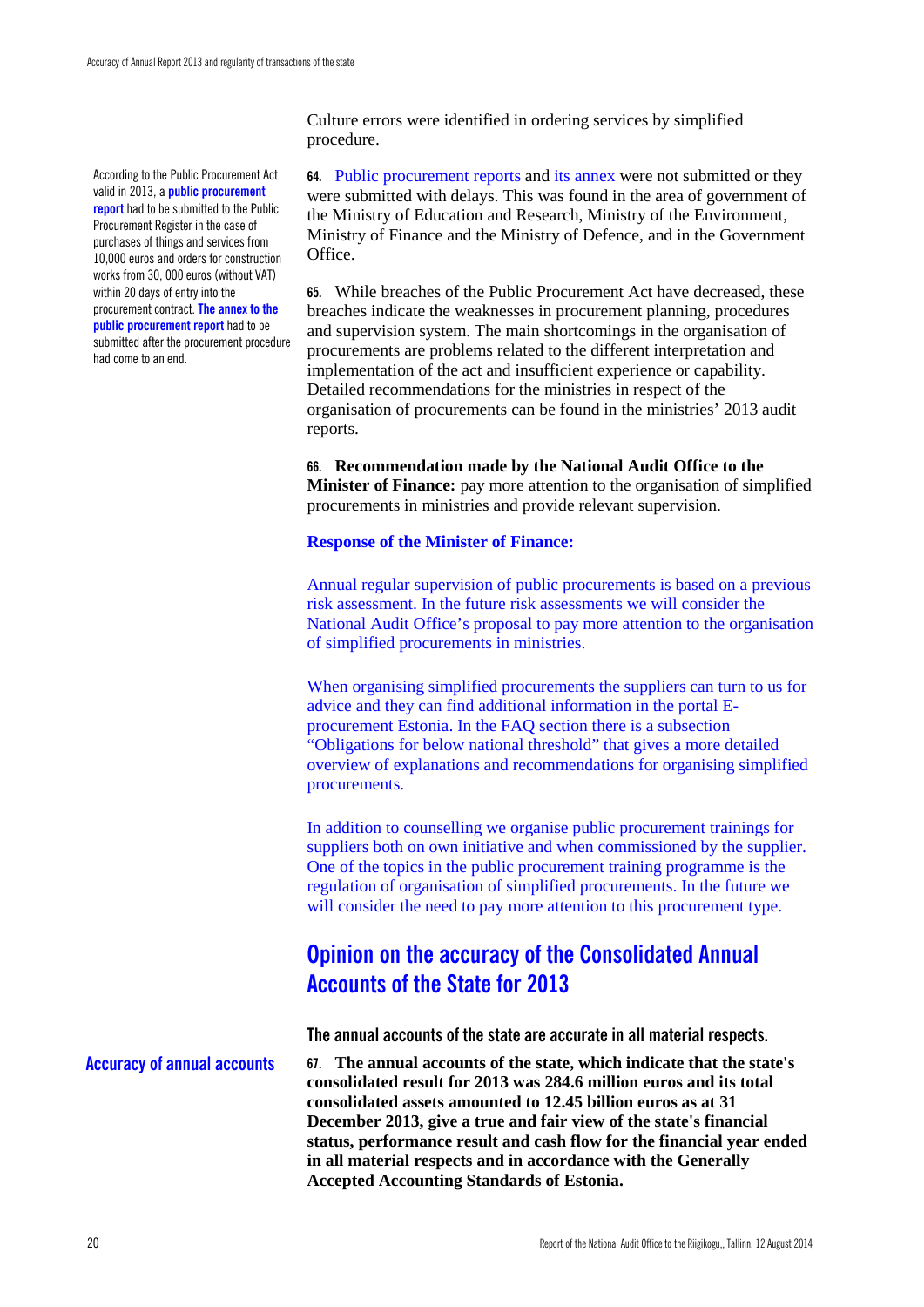Culture errors were identified in ordering services by simplified procedure.

According to the Public Procurement Act valid in 2013, a **public procurement report** had to be submitted to the Public Procurement Register in the case of purchases of things and services from 10,000 euros and orders for construction works from 30, 000 euros (without VAT) within 20 days of entry into the procurement contract. **The annex to the public procurement report** had to be submitted after the procurement procedure had come to an end.

**64.** Public procurement reports and its annex were not submitted or they were submitted with delays. This was found in the area of government of the Ministry of Education and Research, Ministry of the Environment, Ministry of Finance and the Ministry of Defence, and in the Government Office.

**65.** While breaches of the Public Procurement Act have decreased, these breaches indicate the weaknesses in procurement planning, procedures and supervision system. The main shortcomings in the organisation of procurements are problems related to the different interpretation and implementation of the act and insufficient experience or capability. Detailed recommendations for the ministries in respect of the organisation of procurements can be found in the ministries' 2013 audit reports.

**66. Recommendation made by the National Audit Office to the Minister of Finance:** pay more attention to the organisation of simplified procurements in ministries and provide relevant supervision.

**Response of the Minister of Finance:**

Annual regular supervision of public procurements is based on a previous risk assessment. In the future risk assessments we will consider the National Audit Office's proposal to pay more attention to the organisation of simplified procurements in ministries.

When organising simplified procurements the suppliers can turn to us for advice and they can find additional information in the portal E-procurement Estonia. In the FAQ section there is a subsection "Obligations for below national threshold" that gives a more detailed overview of explanations and recommendations for organising simplified procurements.

In addition to counselling we organise public procurement trainings for suppliers both on own initiative and when commissioned by the supplier. One of the topics in the public procurement training programme is the regulation of organisation of simplified procurements. In the future we will consider the need to pay more attention to this procurement type.

## Opinion on the accuracy of the Consolidated Annual Accounts of the State for 2013

**The annual accounts of the state are accurate in all material respects.**

### Accuracy of annual accounts

**67. The annual accounts of the state, which indicate that the state's consolidated result for 2013 was 284.6 million euros and its total consolidated assets amounted to 12.45 billion euros as at 31 December 2013, give a true and fair view of the state's financial status, performance result and cash flow for the financial year ended in all material respects and in accordance with the Generally Accepted Accounting Standards of Estonia.**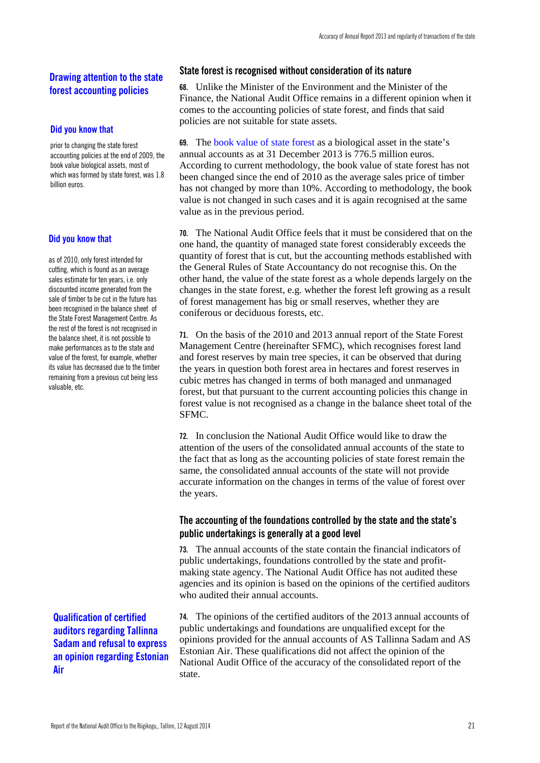## Drawing attention to the state forest accounting policies

### State forest is recognised without consideration of its nature

**68.** Unlike the Minister of the Environment and the Minister of the Finance, the National Audit Office remains in a different opinion when it comes to the accounting policies of state forest, and finds that said policies are not suitable for state assets.

**Did you know that**

prior to changing the state forest accounting policies at the end of 2009, the book value biological assets, most of which was formed by state forest, was 1.8 billion euros.

**69.** The book value of state forest as a biological asset in the state's annual accounts as at 31 December 2013 is 776.5 million euros. According to current methodology, the book value of state forest has not been changed since the end of 2010 as the average sales price of timber has not changed by more than 10%. According to methodology, the book value is not changed in such cases and it is again recognised at the same value as in the previous period.

**Did you know that**

as of 2010, only forest intended for cutting, which is found as an average sales estimate for ten years, i.e. only discounted income generated from the sale of timber to be cut in the future has been recognised in the balance sheet of the State Forest Management Centre. As the rest of the forest is not recognised in the balance sheet, it is not possible to make performances as to the state and value of the forest, for example, whether its value has decreased due to the timber remaining from a previous cut being less valuable, etc.

**70.** The National Audit Office feels that it must be considered that on the one hand, the quantity of managed state forest considerably exceeds the quantity of forest that is cut, but the accounting methods established with the General Rules of State Accountancy do not recognise this. On the other hand, the value of the state forest as a whole depends largely on the changes in the state forest, e.g. whether the forest left growing as a result of forest management has big or small reserves, whether they are coniferous or deciduous forests, etc.

**71.** On the basis of the 2010 and 2013 annual report of the State Forest Management Centre (hereinafter SFMC), which recognises forest land and forest reserves by main tree species, it can be observed that during the years in question both forest area in hectares and forest reserves in cubic metres has changed in terms of both managed and unmanaged forest, but that pursuant to the current accounting policies this change in forest value is not recognised as a change in the balance sheet total of the SFMC.

**72.** In conclusion the National Audit Office would like to draw the attention of the users of the consolidated annual accounts of the state to the fact that as long as the accounting policies of state forest remain the same, the consolidated annual accounts of the state will not provide accurate information on the changes in terms of the value of forest over the years.

### The accounting of the foundations controlled by the state and the state's public undertakings is generally at a good level

**73.** The annual accounts of the state contain the financial indicators of public undertakings, foundations controlled by the state and profit-making state agency. The National Audit Office has not audited these agencies and its opinion is based on the opinions of the certified auditors who audited their annual accounts.

## Qualification of certified auditors regarding Tallinna Sadam and refusal to express an opinion regarding Estonian Air

**74.** The opinions of the certified auditors of the 2013 annual accounts of public undertakings and foundations are unqualified except for the opinions provided for the annual accounts of AS Tallinna Sadam and AS Estonian Air. These qualifications did not affect the opinion of the National Audit Office of the accuracy of the consolidated report of the state.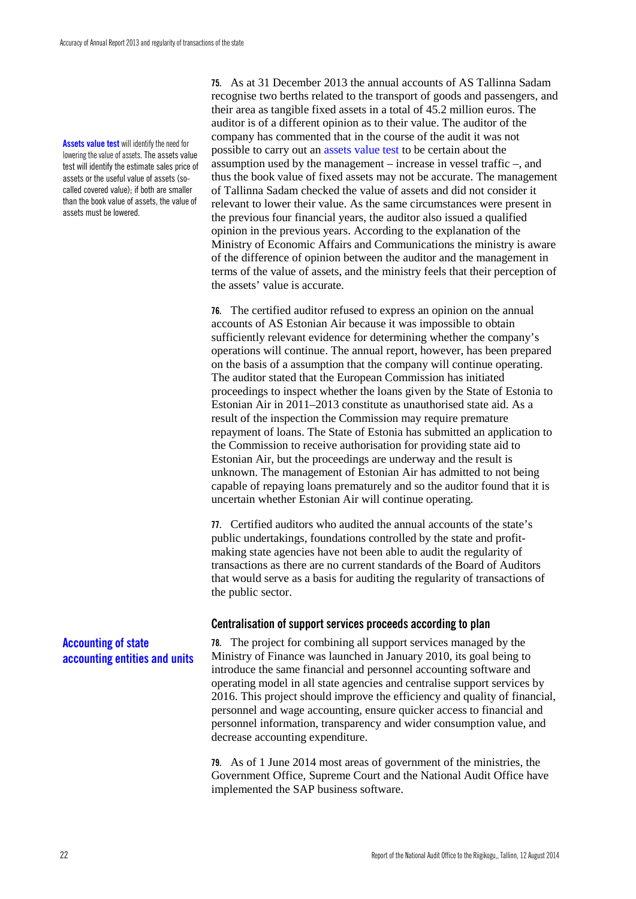**Assets value test** will identify the need for lowering the value of assets. The assets value test will identify the estimate sales price of assets or the useful value of assets (so-called covered value); if both are smaller than the book value of assets, the value of assets must be lowered.

**75.** As at 31 December 2013 the annual accounts of AS Tallinna Sadam recognise two berths related to the transport of goods and passengers, and their area as tangible fixed assets in a total of 45.2 million euros. The auditor is of a different opinion as to their value. The auditor of the company has commented that in the course of the audit it was not possible to carry out an assets value test to be certain about the assumption used by the management – increase in vessel traffic –, and thus the book value of fixed assets may not be accurate. The management of Tallinna Sadam checked the value of assets and did not consider it relevant to lower their value. As the same circumstances were present in the previous four financial years, the auditor also issued a qualified opinion in the previous years. According to the explanation of the Ministry of Economic Affairs and Communications the ministry is aware of the difference of opinion between the auditor and the management in terms of the value of assets, and the ministry feels that their perception of the assets' value is accurate.

**76.** The certified auditor refused to express an opinion on the annual accounts of AS Estonian Air because it was impossible to obtain sufficiently relevant evidence for determining whether the company's operations will continue. The annual report, however, has been prepared on the basis of a assumption that the company will continue operating. The auditor stated that the European Commission has initiated proceedings to inspect whether the loans given by the State of Estonia to Estonian Air in 2011–2013 constitute as unauthorised state aid. As a result of the inspection the Commission may require premature repayment of loans. The State of Estonia has submitted an application to the Commission to receive authorisation for providing state aid to Estonian Air, but the proceedings are underway and the result is unknown. The management of Estonian Air has admitted to not being capable of repaying loans prematurely and so the auditor found that it is uncertain whether Estonian Air will continue operating.

**77.** Certified auditors who audited the annual accounts of the state's public undertakings, foundations controlled by the state and profit-making state agencies have not been able to audit the regularity of transactions as there are no current standards of the Board of Auditors that would serve as a basis for auditing the regularity of transactions of the public sector.

## Accounting of state accounting entities and units

### Centralisation of support services proceeds according to plan

**78.** The project for combining all support services managed by the Ministry of Finance was launched in January 2010, its goal being to introduce the same financial and personnel accounting software and operating model in all state agencies and centralise support services by 2016. This project should improve the efficiency and quality of financial, personnel and wage accounting, ensure quicker access to financial and personnel information, transparency and wider consumption value, and decrease accounting expenditure.

**79.** As of 1 June 2014 most areas of government of the ministries, the Government Office, Supreme Court and the National Audit Office have implemented the SAP business software.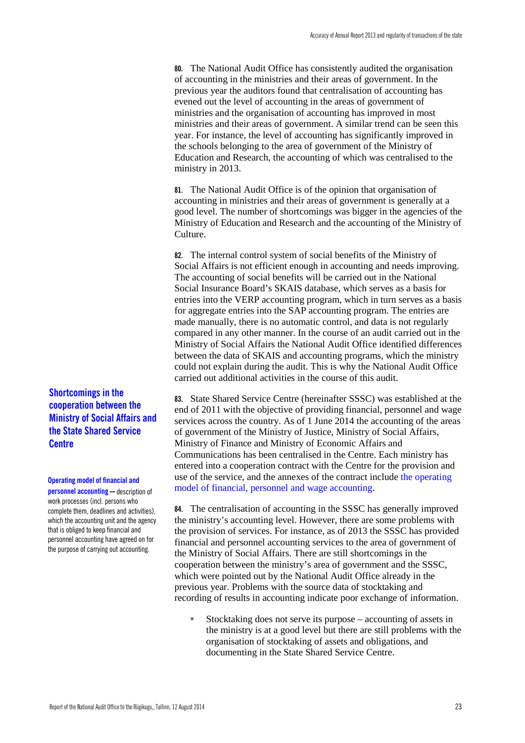**80.** The National Audit Office has consistently audited the organisation of accounting in the ministries and their areas of government. In the previous year the auditors found that centralisation of accounting has evened out the level of accounting in the areas of government of ministries and the organisation of accounting has improved in most ministries and their areas of government. A similar trend can be seen this year. For instance, the level of accounting has significantly improved in the schools belonging to the area of government of the Ministry of Education and Research, the accounting of which was centralised to the ministry in 2013.

**81.** The National Audit Office is of the opinion that organisation of accounting in ministries and their areas of government is generally at a good level. The number of shortcomings was bigger in the agencies of the Ministry of Education and Research and the accounting of the Ministry of Culture.

**82.** The internal control system of social benefits of the Ministry of Social Affairs is not efficient enough in accounting and needs improving. The accounting of social benefits will be carried out in the National Social Insurance Board's SKAIS database, which serves as a basis for entries into the VERP accounting program, which in turn serves as a basis for aggregate entries into the SAP accounting program. The entries are made manually, there is no automatic control, and data is not regularly compared in any other manner. In the course of an audit carried out in the Ministry of Social Affairs the National Audit Office identified differences between the data of SKAIS and accounting programs, which the ministry could not explain during the audit. This is why the National Audit Office carried out additional activities in the course of this audit.

### Shortcomings in the cooperation between the Ministry of Social Affairs and the State Shared Service Centre

**83.** State Shared Service Centre (hereinafter SSSC) was established at the end of 2011 with the objective of providing financial, personnel and wage services across the country. As of 1 June 2014 the accounting of the areas of government of the Ministry of Justice, Ministry of Social Affairs, Ministry of Finance and Ministry of Economic Affairs and Communications has been centralised in the Centre. Each ministry has entered into a cooperation contract with the Centre for the provision and use of the service, and the annexes of the contract include the operating model of financial, personnel and wage accounting.

**Operating model of financial and personnel accounting** – description of work processes (incl. persons who complete them, deadlines and activities), which the accounting unit and the agency that is obliged to keep financial and personnel accounting have agreed on for the purpose of carrying out accounting.

**84.** The centralisation of accounting in the SSSC has generally improved the ministry's accounting level. However, there are some problems with the provision of services. For instance, as of 2013 the SSSC has provided financial and personnel accounting services to the area of government of the Ministry of Social Affairs. There are still shortcomings in the cooperation between the ministry's area of government and the SSSC, which were pointed out by the National Audit Office already in the previous year. Problems with the source data of stocktaking and recording of results in accounting indicate poor exchange of information.

- Stocktaking does not serve its purpose – accounting of assets in the ministry is at a good level but there are still problems with the organisation of stocktaking of assets and obligations, and documenting in the State Shared Service Centre.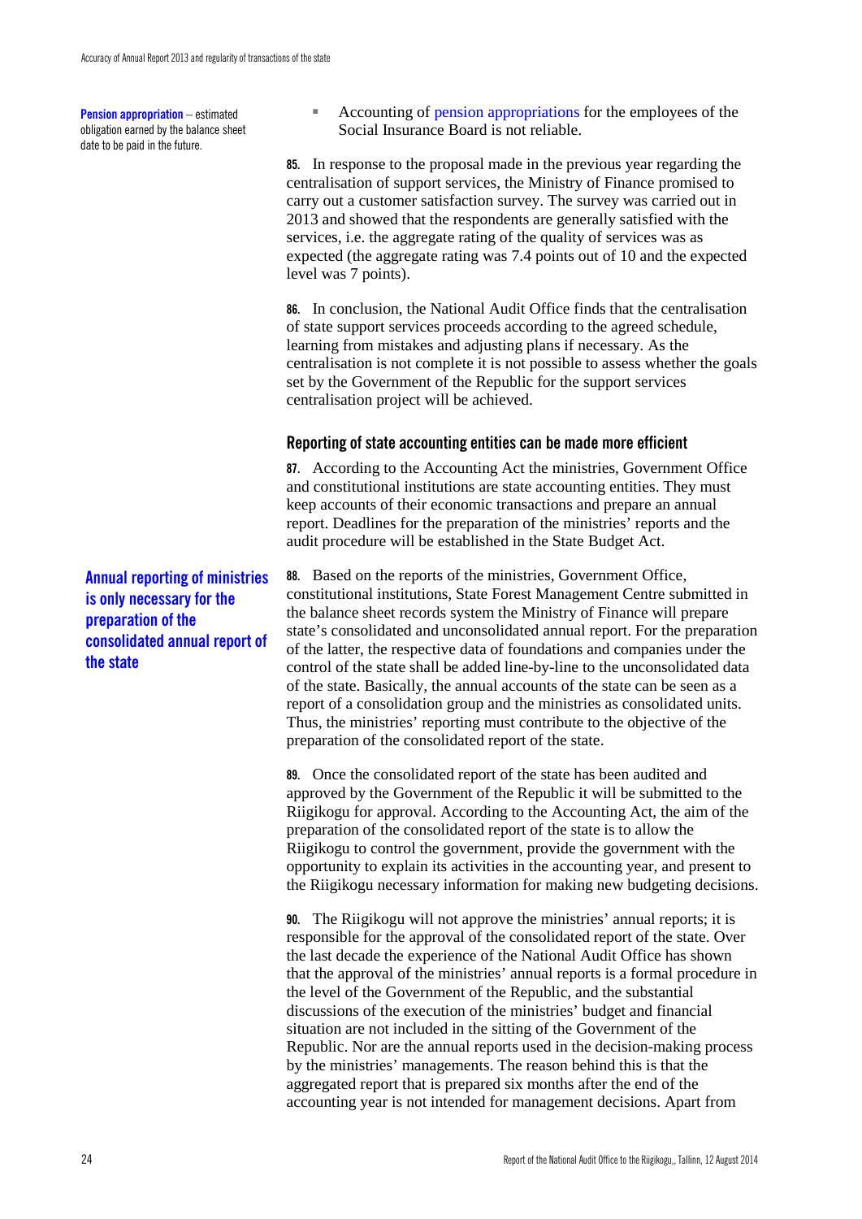**Pension appropriation** – estimated obligation earned by the balance sheet date to be paid in the future.

- Accounting of pension appropriations for the employees of the Social Insurance Board is not reliable.

**85.** In response to the proposal made in the previous year regarding the centralisation of support services, the Ministry of Finance promised to carry out a customer satisfaction survey. The survey was carried out in 2013 and showed that the respondents are generally satisfied with the services, i.e. the aggregate rating of the quality of services was as expected (the aggregate rating was 7.4 points out of 10 and the expected level was 7 points).

**86.** In conclusion, the National Audit Office finds that the centralisation of state support services proceeds according to the agreed schedule, learning from mistakes and adjusting plans if necessary. As the centralisation is not complete it is not possible to assess whether the goals set by the Government of the Republic for the support services centralisation project will be achieved.

### Reporting of state accounting entities can be made more efficient

**87.** According to the Accounting Act the ministries, Government Office and constitutional institutions are state accounting entities. They must keep accounts of their economic transactions and prepare an annual report. Deadlines for the preparation of the ministries' reports and the audit procedure will be established in the State Budget Act.

**Annual reporting of ministries is only necessary for the preparation of the consolidated annual report of the state**

**88.** Based on the reports of the ministries, Government Office, constitutional institutions, State Forest Management Centre submitted in the balance sheet records system the Ministry of Finance will prepare state's consolidated and unconsolidated annual report. For the preparation of the latter, the respective data of foundations and companies under the control of the state shall be added line-by-line to the unconsolidated data of the state. Basically, the annual accounts of the state can be seen as a report of a consolidation group and the ministries as consolidated units. Thus, the ministries' reporting must contribute to the objective of the preparation of the consolidated report of the state.

**89.** Once the consolidated report of the state has been audited and approved by the Government of the Republic it will be submitted to the Riigikogu for approval. According to the Accounting Act, the aim of the preparation of the consolidated report of the state is to allow the Riigikogu to control the government, provide the government with the opportunity to explain its activities in the accounting year, and present to the Riigikogu necessary information for making new budgeting decisions.

**90.** The Riigikogu will not approve the ministries' annual reports; it is responsible for the approval of the consolidated report of the state. Over the last decade the experience of the National Audit Office has shown that the approval of the ministries' annual reports is a formal procedure in the level of the Government of the Republic, and the substantial discussions of the execution of the ministries' budget and financial situation are not included in the sitting of the Government of the Republic. Nor are the annual reports used in the decision-making process by the ministries' managements. The reason behind this is that the aggregated report that is prepared six months after the end of the accounting year is not intended for management decisions. Apart from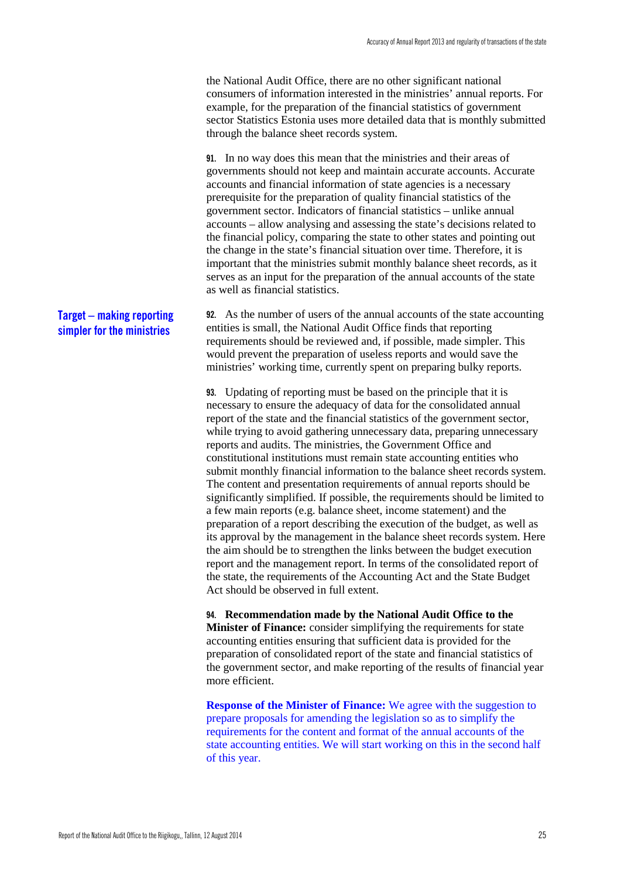the National Audit Office, there are no other significant national consumers of information interested in the ministries' annual reports. For example, for the preparation of the financial statistics of government sector Statistics Estonia uses more detailed data that is monthly submitted through the balance sheet records system.

**91.** In no way does this mean that the ministries and their areas of governments should not keep and maintain accurate accounts. Accurate accounts and financial information of state agencies is a necessary prerequisite for the preparation of quality financial statistics of the government sector. Indicators of financial statistics – unlike annual accounts – allow analysing and assessing the state's decisions related to the financial policy, comparing the state to other states and pointing out the change in the state's financial situation over time. Therefore, it is important that the ministries submit monthly balance sheet records, as it serves as an input for the preparation of the annual accounts of the state as well as financial statistics.

### Target – making reporting simpler for the ministries

**92.** As the number of users of the annual accounts of the state accounting entities is small, the National Audit Office finds that reporting requirements should be reviewed and, if possible, made simpler. This would prevent the preparation of useless reports and would save the ministries' working time, currently spent on preparing bulky reports.

**93.** Updating of reporting must be based on the principle that it is necessary to ensure the adequacy of data for the consolidated annual report of the state and the financial statistics of the government sector, while trying to avoid gathering unnecessary data, preparing unnecessary reports and audits. The ministries, the Government Office and constitutional institutions must remain state accounting entities who submit monthly financial information to the balance sheet records system. The content and presentation requirements of annual reports should be significantly simplified. If possible, the requirements should be limited to a few main reports (e.g. balance sheet, income statement) and the preparation of a report describing the execution of the budget, as well as its approval by the management in the balance sheet records system. Here the aim should be to strengthen the links between the budget execution report and the management report. In terms of the consolidated report of the state, the requirements of the Accounting Act and the State Budget Act should be observed in full extent.

**94. Recommendation made by the National Audit Office to the Minister of Finance:** consider simplifying the requirements for state accounting entities ensuring that sufficient data is provided for the preparation of consolidated report of the state and financial statistics of the government sector, and make reporting of the results of financial year more efficient.

**Response of the Minister of Finance:** We agree with the suggestion to prepare proposals for amending the legislation so as to simplify the requirements for the content and format of the annual accounts of the state accounting entities. We will start working on this in the second half of this year.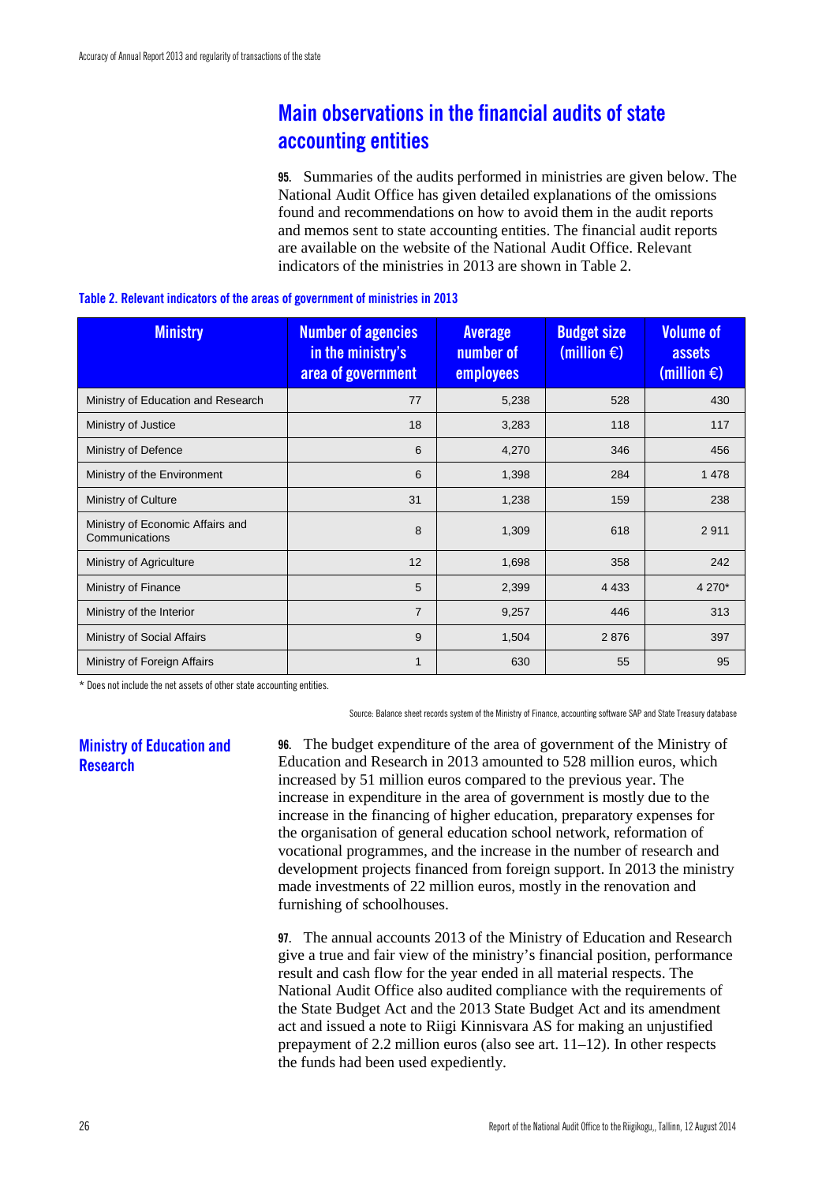## Main observations in the financial audits of state accounting entities

**95.** Summaries of the audits performed in ministries are given below. The National Audit Office has given detailed explanations of the omissions found and recommendations on how to avoid them in the audit reports and memos sent to state accounting entities. The financial audit reports are available on the website of the National Audit Office. Relevant indicators of the ministries in 2013 are shown in Table 2.

**Table 2. Relevant indicators of the areas of government of ministries in 2013**

| Ministry | Number of agencies in the ministry's area of government | Average number of employees | Budget size (million €) | Volume of assets (million €) |
|---|---|---|---|---|
| Ministry of Education and Research | 77 | 5,238 | 528 | 430 |
| Ministry of Justice | 18 | 3,283 | 118 | 117 |
| Ministry of Defence | 6 | 4,270 | 346 | 456 |
| Ministry of the Environment | 6 | 1,398 | 284 | 1 478 |
| Ministry of Culture | 31 | 1,238 | 159 | 238 |
| Ministry of Economic Affairs and Communications | 8 | 1,309 | 618 | 2 911 |
| Ministry of Agriculture | 12 | 1,698 | 358 | 242 |
| Ministry of Finance | 5 | 2,399 | 4 433 | 4 270* |
| Ministry of the Interior | 7 | 9,257 | 446 | 313 |
| Ministry of Social Affairs | 9 | 1,504 | 2 876 | 397 |
| Ministry of Foreign Affairs | 1 | 630 | 55 | 95 |

\* Does not include the net assets of other state accounting entities.

Source: Balance sheet records system of the Ministry of Finance, accounting software SAP and State Treasury database

### Ministry of Education and Research

**96.** The budget expenditure of the area of government of the Ministry of Education and Research in 2013 amounted to 528 million euros, which increased by 51 million euros compared to the previous year. The increase in expenditure in the area of government is mostly due to the increase in the financing of higher education, preparatory expenses for the organisation of general education school network, reformation of vocational programmes, and the increase in the number of research and development projects financed from foreign support. In 2013 the ministry made investments of 22 million euros, mostly in the renovation and furnishing of schoolhouses.

**97.** The annual accounts 2013 of the Ministry of Education and Research give a true and fair view of the ministry's financial position, performance result and cash flow for the year ended in all material respects. The National Audit Office also audited compliance with the requirements of the State Budget Act and the 2013 State Budget Act and its amendment act and issued a note to Riigi Kinnisvara AS for making an unjustified prepayment of 2.2 million euros (also see art. 11–12). In other respects the funds had been used expediently.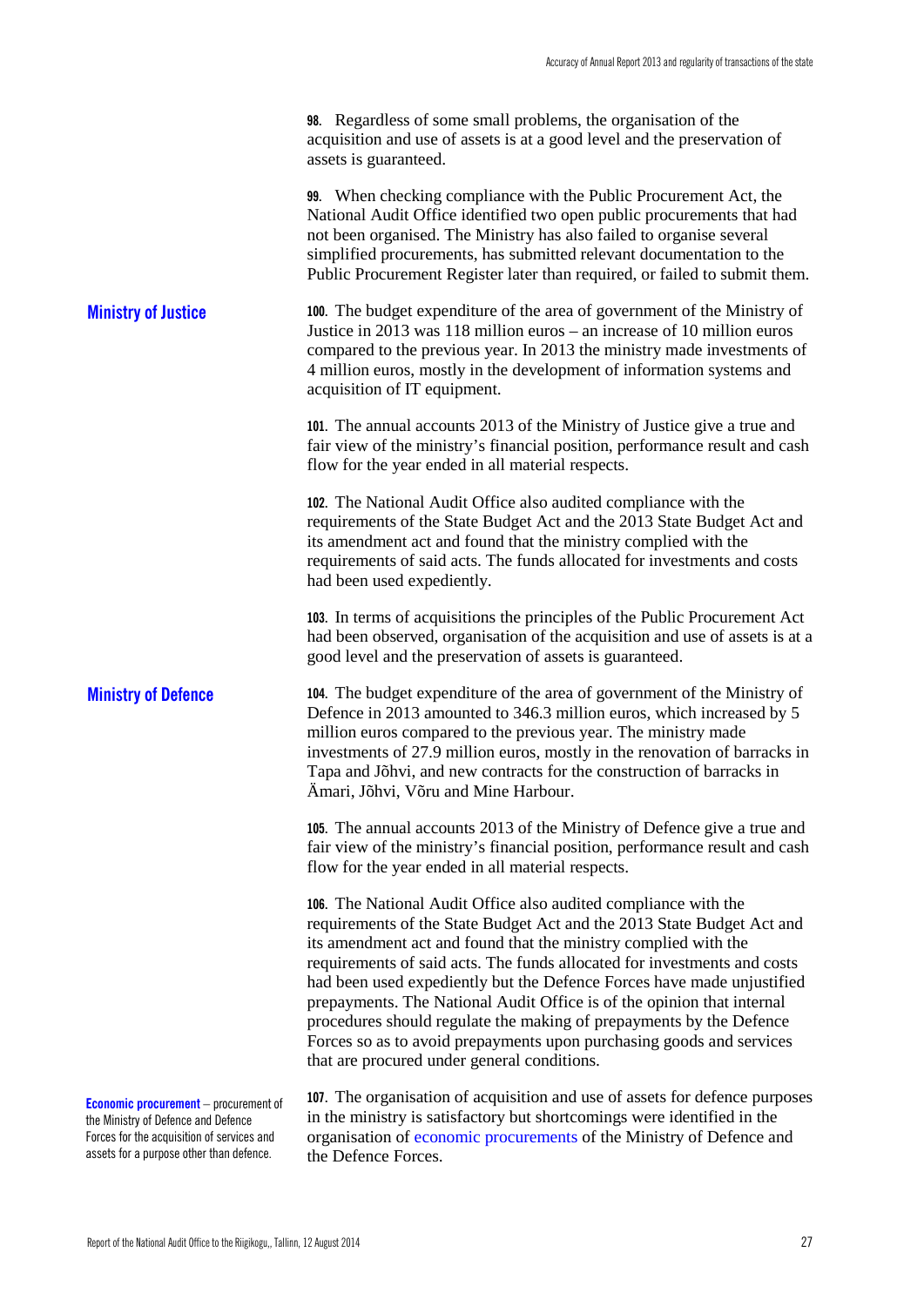**98.** Regardless of some small problems, the organisation of the acquisition and use of assets is at a good level and the preservation of assets is guaranteed.

**99.** When checking compliance with the Public Procurement Act, the National Audit Office identified two open public procurements that had not been organised. The Ministry has also failed to organise several simplified procurements, has submitted relevant documentation to the Public Procurement Register later than required, or failed to submit them.

## Ministry of Justice

**100.** The budget expenditure of the area of government of the Ministry of Justice in 2013 was 118 million euros – an increase of 10 million euros compared to the previous year. In 2013 the ministry made investments of 4 million euros, mostly in the development of information systems and acquisition of IT equipment.

**101.** The annual accounts 2013 of the Ministry of Justice give a true and fair view of the ministry's financial position, performance result and cash flow for the year ended in all material respects.

**102.** The National Audit Office also audited compliance with the requirements of the State Budget Act and the 2013 State Budget Act and its amendment act and found that the ministry complied with the requirements of said acts. The funds allocated for investments and costs had been used expediently.

**103.** In terms of acquisitions the principles of the Public Procurement Act had been observed, organisation of the acquisition and use of assets is at a good level and the preservation of assets is guaranteed.

## Ministry of Defence

**104.** The budget expenditure of the area of government of the Ministry of Defence in 2013 amounted to 346.3 million euros, which increased by 5 million euros compared to the previous year. The ministry made investments of 27.9 million euros, mostly in the renovation of barracks in Tapa and Jõhvi, and new contracts for the construction of barracks in Ämari, Jõhvi, Võru and Mine Harbour.

**105.** The annual accounts 2013 of the Ministry of Defence give a true and fair view of the ministry's financial position, performance result and cash flow for the year ended in all material respects.

**106.** The National Audit Office also audited compliance with the requirements of the State Budget Act and the 2013 State Budget Act and its amendment act and found that the ministry complied with the requirements of said acts. The funds allocated for investments and costs had been used expediently but the Defence Forces have made unjustified prepayments. The National Audit Office is of the opinion that internal procedures should regulate the making of prepayments by the Defence Forces so as to avoid prepayments upon purchasing goods and services that are procured under general conditions.

**107.** The organisation of acquisition and use of assets for defence purposes in the ministry is satisfactory but shortcomings were identified in the organisation of economic procurements of the Ministry of Defence and the Defence Forces.

**Economic procurement** – procurement of the Ministry of Defence and Defence Forces for the acquisition of services and assets for a purpose other than defence.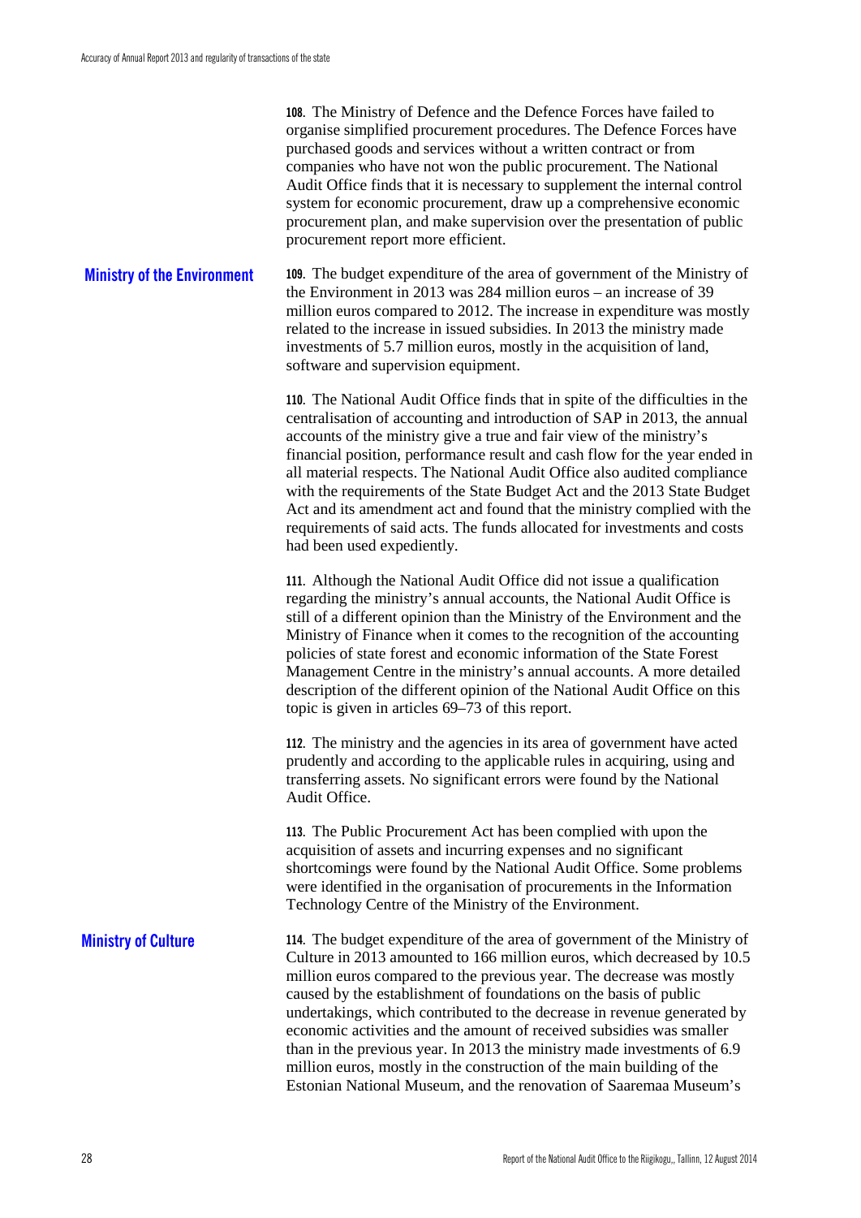**108**. The Ministry of Defence and the Defence Forces have failed to organise simplified procurement procedures. The Defence Forces have purchased goods and services without a written contract or from companies who have not won the public procurement. The National Audit Office finds that it is necessary to supplement the internal control system for economic procurement, draw up a comprehensive economic procurement plan, and make supervision over the presentation of public procurement report more efficient.

## Ministry of the Environment

**109**. The budget expenditure of the area of government of the Ministry of the Environment in 2013 was 284 million euros – an increase of 39 million euros compared to 2012. The increase in expenditure was mostly related to the increase in issued subsidies. In 2013 the ministry made investments of 5.7 million euros, mostly in the acquisition of land, software and supervision equipment.

**110**. The National Audit Office finds that in spite of the difficulties in the centralisation of accounting and introduction of SAP in 2013, the annual accounts of the ministry give a true and fair view of the ministry's financial position, performance result and cash flow for the year ended in all material respects. The National Audit Office also audited compliance with the requirements of the State Budget Act and the 2013 State Budget Act and its amendment act and found that the ministry complied with the requirements of said acts. The funds allocated for investments and costs had been used expediently.

**111**. Although the National Audit Office did not issue a qualification regarding the ministry's annual accounts, the National Audit Office is still of a different opinion than the Ministry of the Environment and the Ministry of Finance when it comes to the recognition of the accounting policies of state forest and economic information of the State Forest Management Centre in the ministry's annual accounts. A more detailed description of the different opinion of the National Audit Office on this topic is given in articles 69–73 of this report.

**112**. The ministry and the agencies in its area of government have acted prudently and according to the applicable rules in acquiring, using and transferring assets. No significant errors were found by the National Audit Office.

**113**. The Public Procurement Act has been complied with upon the acquisition of assets and incurring expenses and no significant shortcomings were found by the National Audit Office. Some problems were identified in the organisation of procurements in the Information Technology Centre of the Ministry of the Environment.

## Ministry of Culture

**114**. The budget expenditure of the area of government of the Ministry of Culture in 2013 amounted to 166 million euros, which decreased by 10.5 million euros compared to the previous year. The decrease was mostly caused by the establishment of foundations on the basis of public undertakings, which contributed to the decrease in revenue generated by economic activities and the amount of received subsidies was smaller than in the previous year. In 2013 the ministry made investments of 6.9 million euros, mostly in the construction of the main building of the Estonian National Museum, and the renovation of Saaremaa Museum's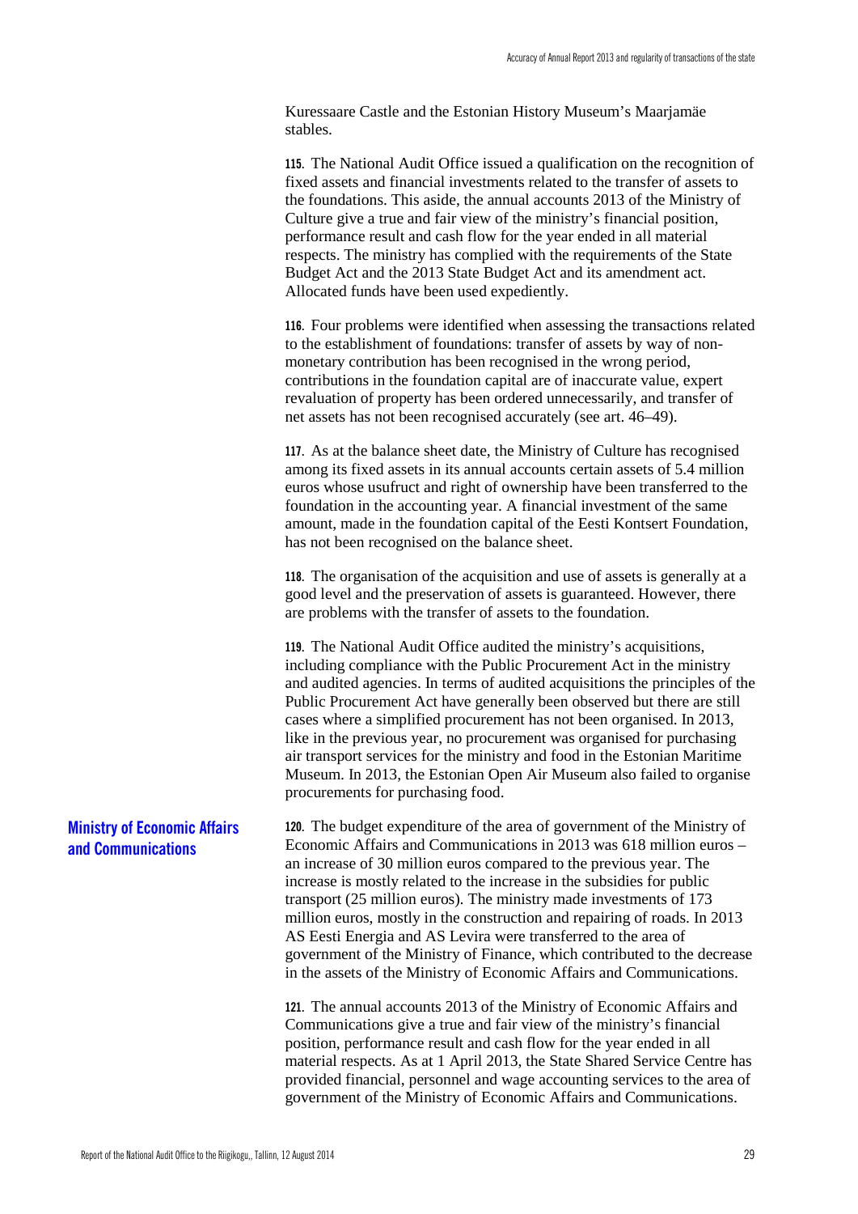Kuressaare Castle and the Estonian History Museum's Maarjamäe stables.

**115**. The National Audit Office issued a qualification on the recognition of fixed assets and financial investments related to the transfer of assets to the foundations. This aside, the annual accounts 2013 of the Ministry of Culture give a true and fair view of the ministry's financial position, performance result and cash flow for the year ended in all material respects. The ministry has complied with the requirements of the State Budget Act and the 2013 State Budget Act and its amendment act. Allocated funds have been used expediently.

**116**. Four problems were identified when assessing the transactions related to the establishment of foundations: transfer of assets by way of non-monetary contribution has been recognised in the wrong period, contributions in the foundation capital are of inaccurate value, expert revaluation of property has been ordered unnecessarily, and transfer of net assets has not been recognised accurately (see art. 46–49).

**117**. As at the balance sheet date, the Ministry of Culture has recognised among its fixed assets in its annual accounts certain assets of 5.4 million euros whose usufruct and right of ownership have been transferred to the foundation in the accounting year. A financial investment of the same amount, made in the foundation capital of the Eesti Kontsert Foundation, has not been recognised on the balance sheet.

**118**. The organisation of the acquisition and use of assets is generally at a good level and the preservation of assets is guaranteed. However, there are problems with the transfer of assets to the foundation.

**119**. The National Audit Office audited the ministry's acquisitions, including compliance with the Public Procurement Act in the ministry and audited agencies. In terms of audited acquisitions the principles of the Public Procurement Act have generally been observed but there are still cases where a simplified procurement has not been organised. In 2013, like in the previous year, no procurement was organised for purchasing air transport services for the ministry and food in the Estonian Maritime Museum. In 2013, the Estonian Open Air Museum also failed to organise procurements for purchasing food.

## Ministry of Economic Affairs and Communications

**120**. The budget expenditure of the area of government of the Ministry of Economic Affairs and Communications in 2013 was 618 million euros – an increase of 30 million euros compared to the previous year. The increase is mostly related to the increase in the subsidies for public transport (25 million euros). The ministry made investments of 173 million euros, mostly in the construction and repairing of roads. In 2013 AS Eesti Energia and AS Levira were transferred to the area of government of the Ministry of Finance, which contributed to the decrease in the assets of the Ministry of Economic Affairs and Communications.

**121**. The annual accounts 2013 of the Ministry of Economic Affairs and Communications give a true and fair view of the ministry's financial position, performance result and cash flow for the year ended in all material respects. As at 1 April 2013, the State Shared Service Centre has provided financial, personnel and wage accounting services to the area of government of the Ministry of Economic Affairs and Communications.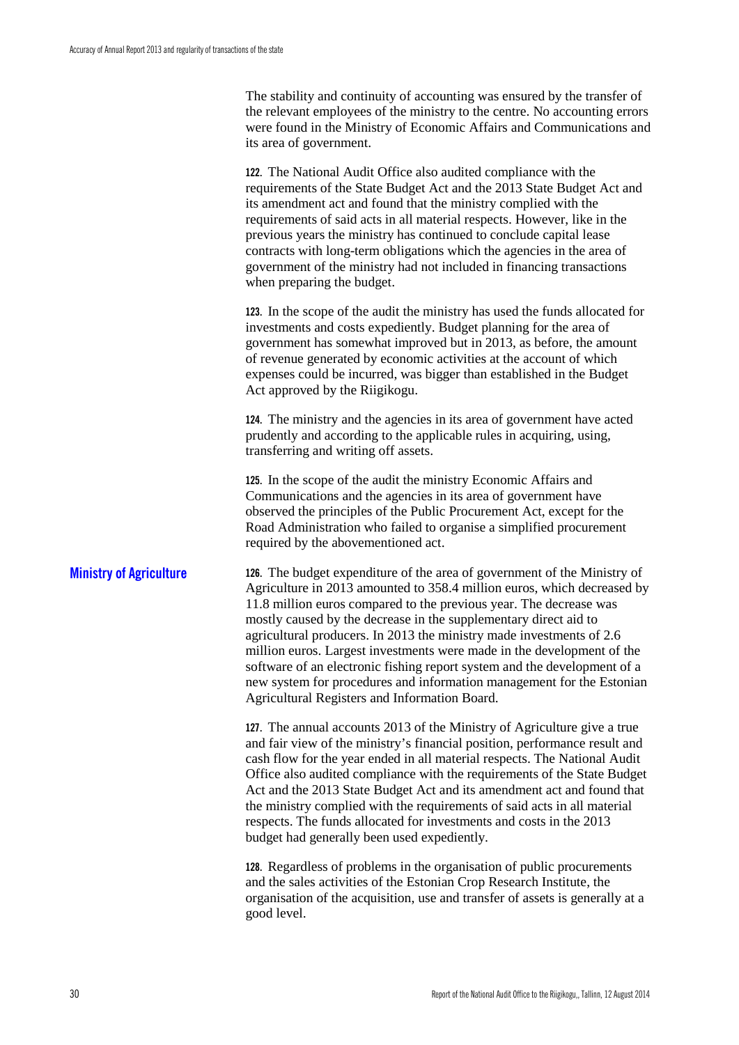The stability and continuity of accounting was ensured by the transfer of the relevant employees of the ministry to the centre. No accounting errors were found in the Ministry of Economic Affairs and Communications and its area of government.

**122**. The National Audit Office also audited compliance with the requirements of the State Budget Act and the 2013 State Budget Act and its amendment act and found that the ministry complied with the requirements of said acts in all material respects. However, like in the previous years the ministry has continued to conclude capital lease contracts with long-term obligations which the agencies in the area of government of the ministry had not included in financing transactions when preparing the budget.

**123**. In the scope of the audit the ministry has used the funds allocated for investments and costs expediently. Budget planning for the area of government has somewhat improved but in 2013, as before, the amount of revenue generated by economic activities at the account of which expenses could be incurred, was bigger than established in the Budget Act approved by the Riigikogu.

**124**. The ministry and the agencies in its area of government have acted prudently and according to the applicable rules in acquiring, using, transferring and writing off assets.

**125**. In the scope of the audit the ministry Economic Affairs and Communications and the agencies in its area of government have observed the principles of the Public Procurement Act, except for the Road Administration who failed to organise a simplified procurement required by the abovementioned act.

## Ministry of Agriculture

**126**. The budget expenditure of the area of government of the Ministry of Agriculture in 2013 amounted to 358.4 million euros, which decreased by 11.8 million euros compared to the previous year. The decrease was mostly caused by the decrease in the supplementary direct aid to agricultural producers. In 2013 the ministry made investments of 2.6 million euros. Largest investments were made in the development of the software of an electronic fishing report system and the development of a new system for procedures and information management for the Estonian Agricultural Registers and Information Board.

**127**. The annual accounts 2013 of the Ministry of Agriculture give a true and fair view of the ministry's financial position, performance result and cash flow for the year ended in all material respects. The National Audit Office also audited compliance with the requirements of the State Budget Act and the 2013 State Budget Act and its amendment act and found that the ministry complied with the requirements of said acts in all material respects. The funds allocated for investments and costs in the 2013 budget had generally been used expediently.

**128**. Regardless of problems in the organisation of public procurements and the sales activities of the Estonian Crop Research Institute, the organisation of the acquisition, use and transfer of assets is generally at a good level.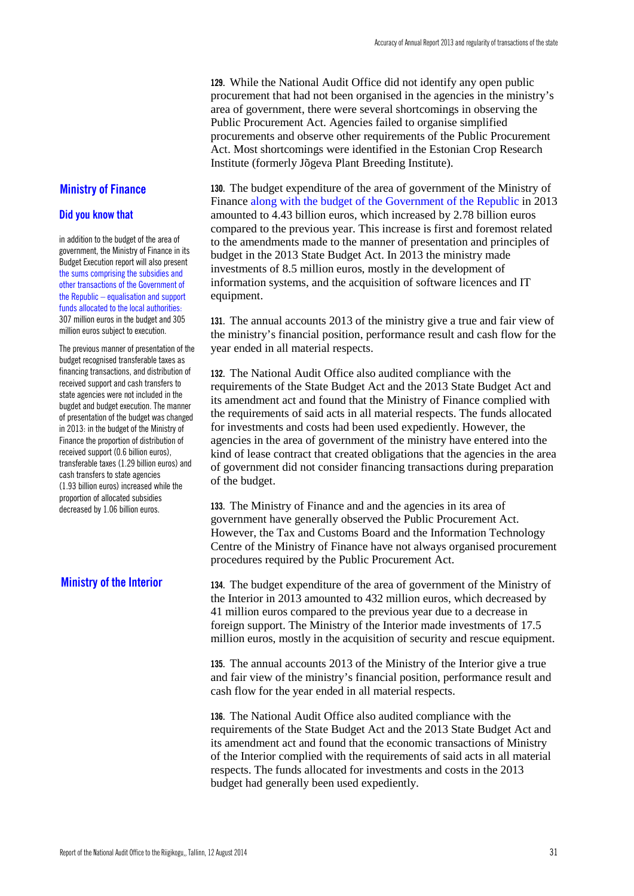**129**. While the National Audit Office did not identify any open public procurement that had not been organised in the agencies in the ministry's area of government, there were several shortcomings in observing the Public Procurement Act. Agencies failed to organise simplified procurements and observe other requirements of the Public Procurement Act. Most shortcomings were identified in the Estonian Crop Research Institute (formerly Jõgeva Plant Breeding Institute).

## Ministry of Finance

### Did you know that

in addition to the budget of the area of government, the Ministry of Finance in its Budget Execution report will also present the sums comprising the subsidies and other transactions of the Government of the Republic – equalisation and support funds allocated to the local authorities: 307 million euros in the budget and 305 million euros subject to execution.

The previous manner of presentation of the budget recognised transferable taxes as financing transactions, and distribution of received support and cash transfers to state agencies were not included in the bugdet and budget execution. The manner of presentation of the budget was changed in 2013: in the budget of the Ministry of Finance the proportion of distribution of received support (0.6 billion euros), transferable taxes (1.29 billion euros) and cash transfers to state agencies (1.93 billion euros) increased while the proportion of allocated subsidies decreased by 1.06 billion euros.

**130**. The budget expenditure of the area of government of the Ministry of Finance along with the budget of the Government of the Republic in 2013 amounted to 4.43 billion euros, which increased by 2.78 billion euros compared to the previous year. This increase is first and foremost related to the amendments made to the manner of presentation and principles of budget in the 2013 State Budget Act. In 2013 the ministry made investments of 8.5 million euros, mostly in the development of information systems, and the acquisition of software licences and IT equipment.

**131**. The annual accounts 2013 of the ministry give a true and fair view of the ministry's financial position, performance result and cash flow for the year ended in all material respects.

**132**. The National Audit Office also audited compliance with the requirements of the State Budget Act and the 2013 State Budget Act and its amendment act and found that the Ministry of Finance complied with the requirements of said acts in all material respects. The funds allocated for investments and costs had been used expediently. However, the agencies in the area of government of the ministry have entered into the kind of lease contract that created obligations that the agencies in the area of government did not consider financing transactions during preparation of the budget.

**133**. The Ministry of Finance and and the agencies in its area of government have generally observed the Public Procurement Act. However, the Tax and Customs Board and the Information Technology Centre of the Ministry of Finance have not always organised procurement procedures required by the Public Procurement Act.

## Ministry of the Interior

**134**. The budget expenditure of the area of government of the Ministry of the Interior in 2013 amounted to 432 million euros, which decreased by 41 million euros compared to the previous year due to a decrease in foreign support. The Ministry of the Interior made investments of 17.5 million euros, mostly in the acquisition of security and rescue equipment.

**135**. The annual accounts 2013 of the Ministry of the Interior give a true and fair view of the ministry's financial position, performance result and cash flow for the year ended in all material respects.

**136**. The National Audit Office also audited compliance with the requirements of the State Budget Act and the 2013 State Budget Act and its amendment act and found that the economic transactions of Ministry of the Interior complied with the requirements of said acts in all material respects. The funds allocated for investments and costs in the 2013 budget had generally been used expediently.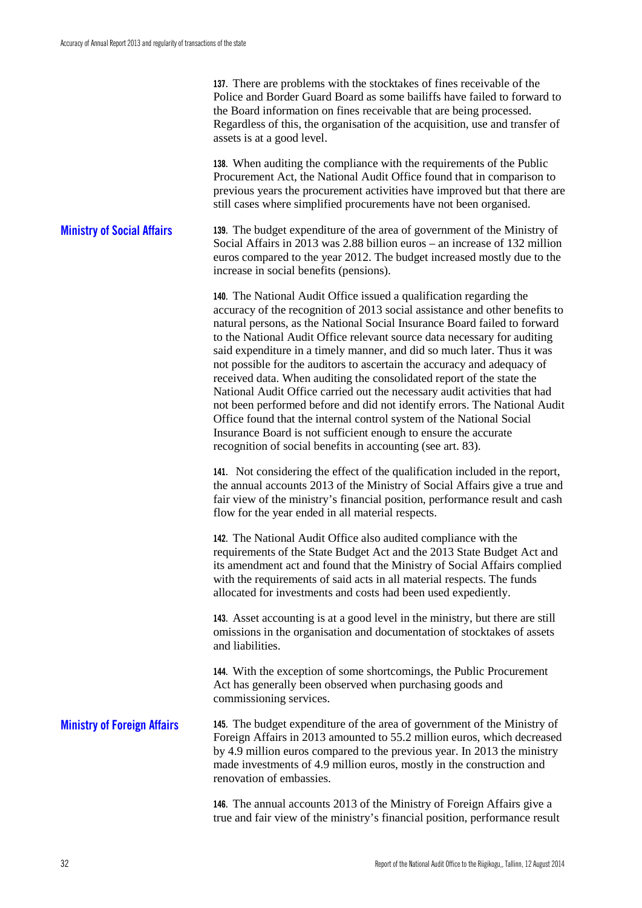**137**. There are problems with the stocktakes of fines receivable of the Police and Border Guard Board as some bailiffs have failed to forward to the Board information on fines receivable that are being processed. Regardless of this, the organisation of the acquisition, use and transfer of assets is at a good level.

**138**. When auditing the compliance with the requirements of the Public Procurement Act, the National Audit Office found that in comparison to previous years the procurement activities have improved but that there are still cases where simplified procurements have not been organised.

## Ministry of Social Affairs

**139**. The budget expenditure of the area of government of the Ministry of Social Affairs in 2013 was 2.88 billion euros – an increase of 132 million euros compared to the year 2012. The budget increased mostly due to the increase in social benefits (pensions).

**140**. The National Audit Office issued a qualification regarding the accuracy of the recognition of 2013 social assistance and other benefits to natural persons, as the National Social Insurance Board failed to forward to the National Audit Office relevant source data necessary for auditing said expenditure in a timely manner, and did so much later. Thus it was not possible for the auditors to ascertain the accuracy and adequacy of received data. When auditing the consolidated report of the state the National Audit Office carried out the necessary audit activities that had not been performed before and did not identify errors. The National Audit Office found that the internal control system of the National Social Insurance Board is not sufficient enough to ensure the accurate recognition of social benefits in accounting (see art. 83).

**141**. Not considering the effect of the qualification included in the report, the annual accounts 2013 of the Ministry of Social Affairs give a true and fair view of the ministry's financial position, performance result and cash flow for the year ended in all material respects.

**142**. The National Audit Office also audited compliance with the requirements of the State Budget Act and the 2013 State Budget Act and its amendment act and found that the Ministry of Social Affairs complied with the requirements of said acts in all material respects. The funds allocated for investments and costs had been used expediently.

**143**. Asset accounting is at a good level in the ministry, but there are still omissions in the organisation and documentation of stocktakes of assets and liabilities.

**144**. With the exception of some shortcomings, the Public Procurement Act has generally been observed when purchasing goods and commissioning services.

## Ministry of Foreign Affairs

**145**. The budget expenditure of the area of government of the Ministry of Foreign Affairs in 2013 amounted to 55.2 million euros, which decreased by 4.9 million euros compared to the previous year. In 2013 the ministry made investments of 4.9 million euros, mostly in the construction and renovation of embassies.

**146**. The annual accounts 2013 of the Ministry of Foreign Affairs give a true and fair view of the ministry's financial position, performance result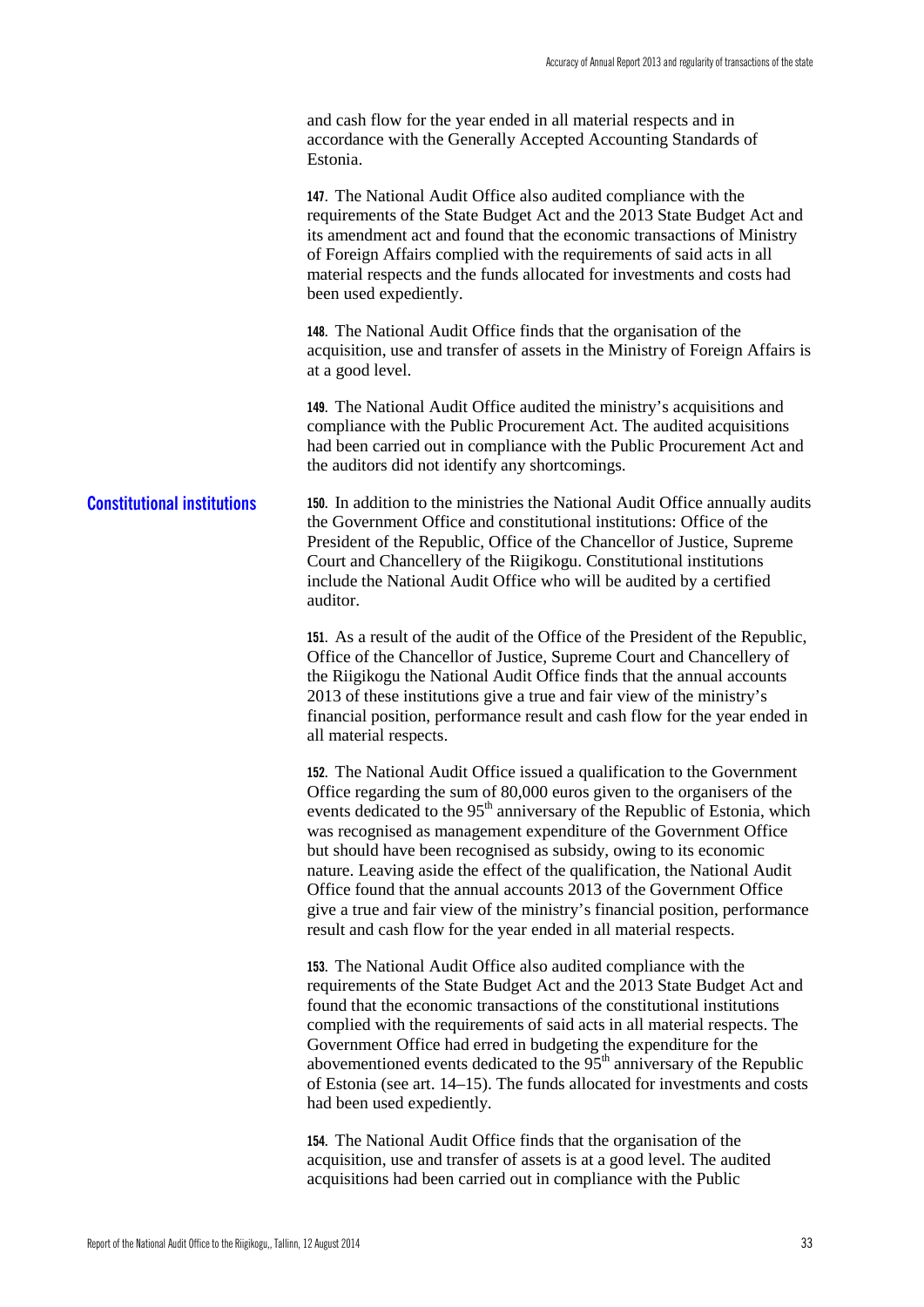and cash flow for the year ended in all material respects and in accordance with the Generally Accepted Accounting Standards of Estonia.

**147**. The National Audit Office also audited compliance with the requirements of the State Budget Act and the 2013 State Budget Act and its amendment act and found that the economic transactions of Ministry of Foreign Affairs complied with the requirements of said acts in all material respects and the funds allocated for investments and costs had been used expediently.

**148**. The National Audit Office finds that the organisation of the acquisition, use and transfer of assets in the Ministry of Foreign Affairs is at a good level.

**149**. The National Audit Office audited the ministry's acquisitions and compliance with the Public Procurement Act. The audited acquisitions had been carried out in compliance with the Public Procurement Act and the auditors did not identify any shortcomings.

## Constitutional institutions

**150**. In addition to the ministries the National Audit Office annually audits the Government Office and constitutional institutions: Office of the President of the Republic, Office of the Chancellor of Justice, Supreme Court and Chancellery of the Riigikogu. Constitutional institutions include the National Audit Office who will be audited by a certified auditor.

**151**. As a result of the audit of the Office of the President of the Republic, Office of the Chancellor of Justice, Supreme Court and Chancellery of the Riigikogu the National Audit Office finds that the annual accounts 2013 of these institutions give a true and fair view of the ministry's financial position, performance result and cash flow for the year ended in all material respects.

**152**. The National Audit Office issued a qualification to the Government Office regarding the sum of 80,000 euros given to the organisers of the events dedicated to the 95th anniversary of the Republic of Estonia, which was recognised as management expenditure of the Government Office but should have been recognised as subsidy, owing to its economic nature. Leaving aside the effect of the qualification, the National Audit Office found that the annual accounts 2013 of the Government Office give a true and fair view of the ministry's financial position, performance result and cash flow for the year ended in all material respects.

**153**. The National Audit Office also audited compliance with the requirements of the State Budget Act and the 2013 State Budget Act and found that the economic transactions of the constitutional institutions complied with the requirements of said acts in all material respects. The Government Office had erred in budgeting the expenditure for the abovementioned events dedicated to the 95th anniversary of the Republic of Estonia (see art. 14–15). The funds allocated for investments and costs had been used expediently.

**154**. The National Audit Office finds that the organisation of the acquisition, use and transfer of assets is at a good level. The audited acquisitions had been carried out in compliance with the Public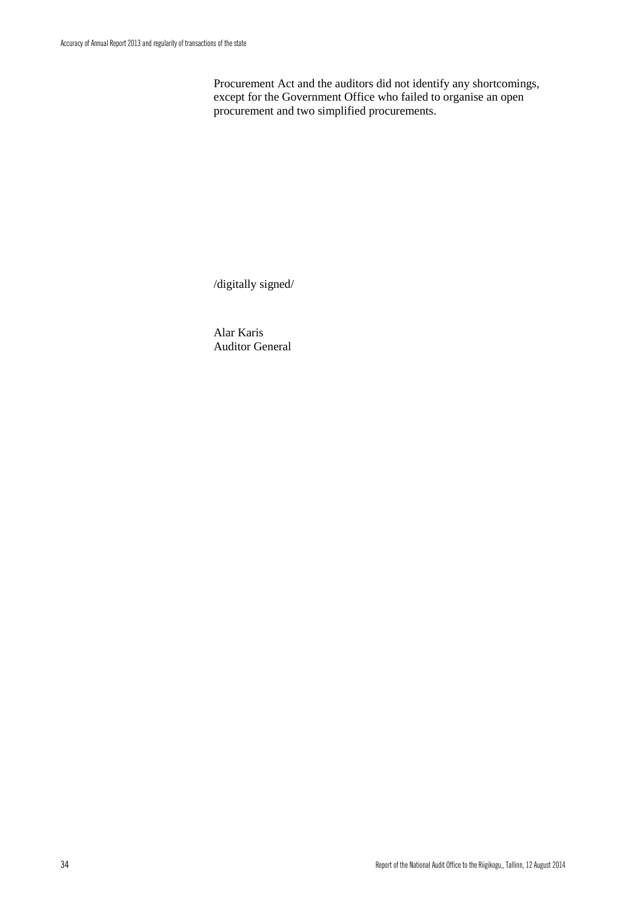Procurement Act and the auditors did not identify any shortcomings, except for the Government Office who failed to organise an open procurement and two simplified procurements.

/digitally signed/

Alar Karis
Auditor General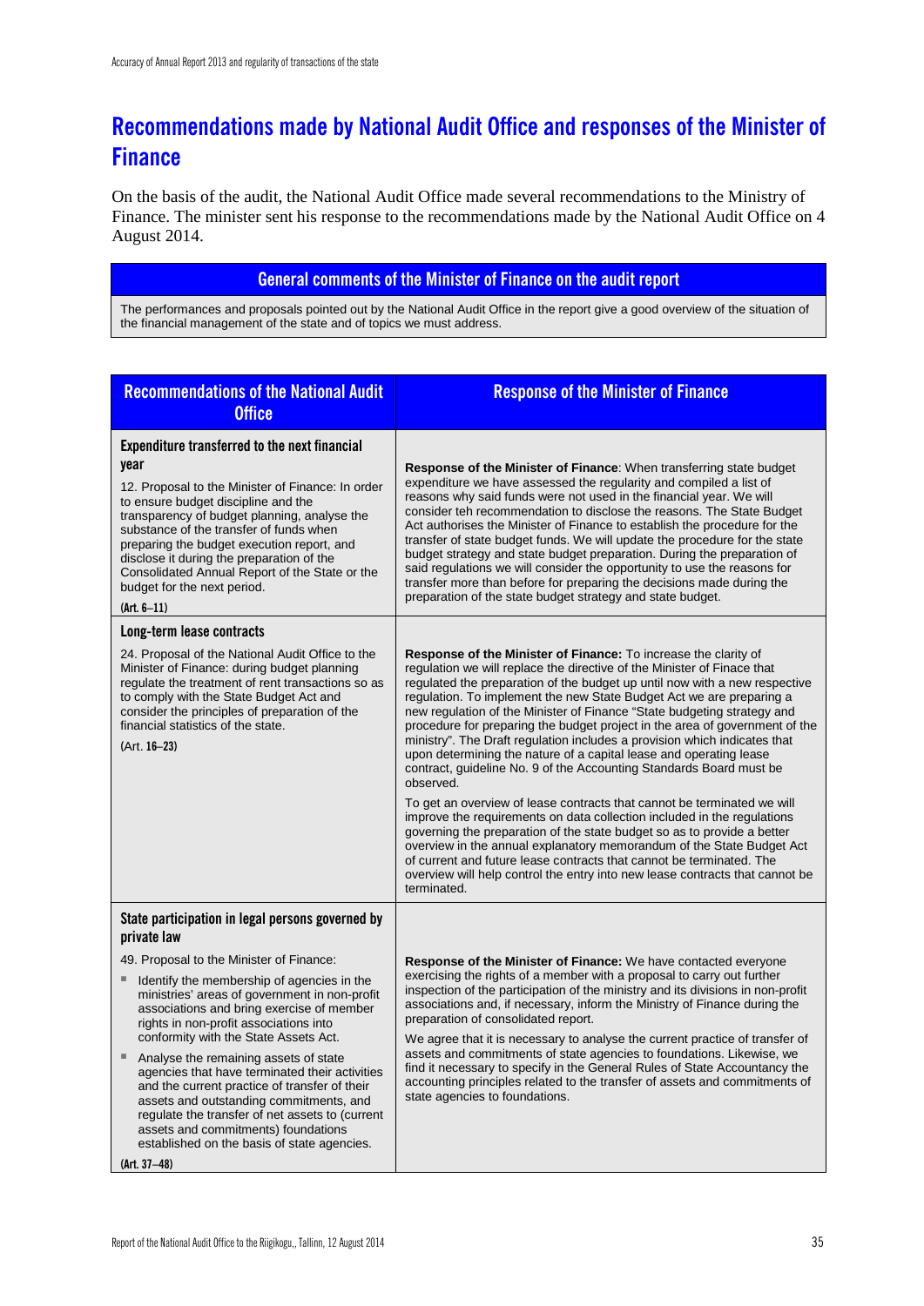## Recommendations made by National Audit Office and responses of the Minister of Finance

On the basis of the audit, the National Audit Office made several recommendations to the Ministry of Finance. The minister sent his response to the recommendations made by the National Audit Office on 4 August 2014.

| General comments of the Minister of Finance on the audit report |
|---|
| The performances and proposals pointed out by the National Audit Office in the report give a good overview of the situation of the financial management of the state and of topics we must address. |

| Recommendations of the National Audit Office | Response of the Minister of Finance |
|---|---|
| **Expenditure transferred to the next financial year**<br><br>12. Proposal to the Minister of Finance: In order to ensure budget discipline and the transparency of budget planning, analyse the substance of the transfer of funds when preparing the budget execution report, and disclose it during the preparation of the Consolidated Annual Report of the State or the budget for the next period.<br><br>(Art. 6–11) | **Response of the Minister of Finance**: When transferring state budget expenditure we have assessed the regularity and compiled a list of reasons why said funds were not used in the financial year. We will consider teh recommendation to disclose the reasons. The State Budget Act authorises the Minister of Finance to establish the procedure for the transfer of state budget funds. We will update the procedure for the state budget strategy and state budget preparation. During the preparation of said regulations we will consider the opportunity to use the reasons for transfer more than before for preparing the decisions made during the preparation of the state budget strategy and state budget. |
| **Long-term lease contracts**<br><br>24. Proposal of the National Audit Office to the Minister of Finance: during budget planning regulate the treatment of rent transactions so as to comply with the State Budget Act and consider the principles of preparation of the financial statistics of the state.<br><br>(Art. 16–23) | **Response of the Minister of Finance:** To increase the clarity of regulation we will replace the directive of the Minister of Finace that regulated the preparation of the budget up until now with a new respective regulation. To implement the new State Budget Act we are preparing a new regulation of the Minister of Finance "State budgeting strategy and procedure for preparing the budget project in the area of government of the ministry". The Draft regulation includes a provision which indicates that upon determining the nature of a capital lease and operating lease contract, guideline No. 9 of the Accounting Standards Board must be observed.<br><br>To get an overview of lease contracts that cannot be terminated we will improve the requirements on data collection included in the regulations governing the preparation of the state budget so as to provide a better overview in the annual explanatory memorandum of the State Budget Act of current and future lease contracts that cannot be terminated. The overview will help control the entry into new lease contracts that cannot be terminated. |
| **State participation in legal persons governed by private law**<br><br>49. Proposal to the Minister of Finance:<br><br>- Identify the membership of agencies in the ministries' areas of government in non-profit associations and bring exercise of member rights in non-profit associations into conformity with the State Assets Act.<br>- Analyse the remaining assets of state agencies that have terminated their activities and the current practice of transfer of their assets and outstanding commitments, and regulate the transfer of net assets to (current assets and commitments) foundations established on the basis of state agencies.<br><br>(Art. 37–48) | **Response of the Minister of Finance:** We have contacted everyone exercising the rights of a member with a proposal to carry out further inspection of the participation of the ministry and its divisions in non-profit associations and, if necessary, inform the Ministry of Finance during the preparation of consolidated report.<br><br>We agree that it is necessary to analyse the current practice of transfer of assets and commitments of state agencies to foundations. Likewise, we find it necessary to specify in the General Rules of State Accountancy the accounting principles related to the transfer of assets and commitments of state agencies to foundations. |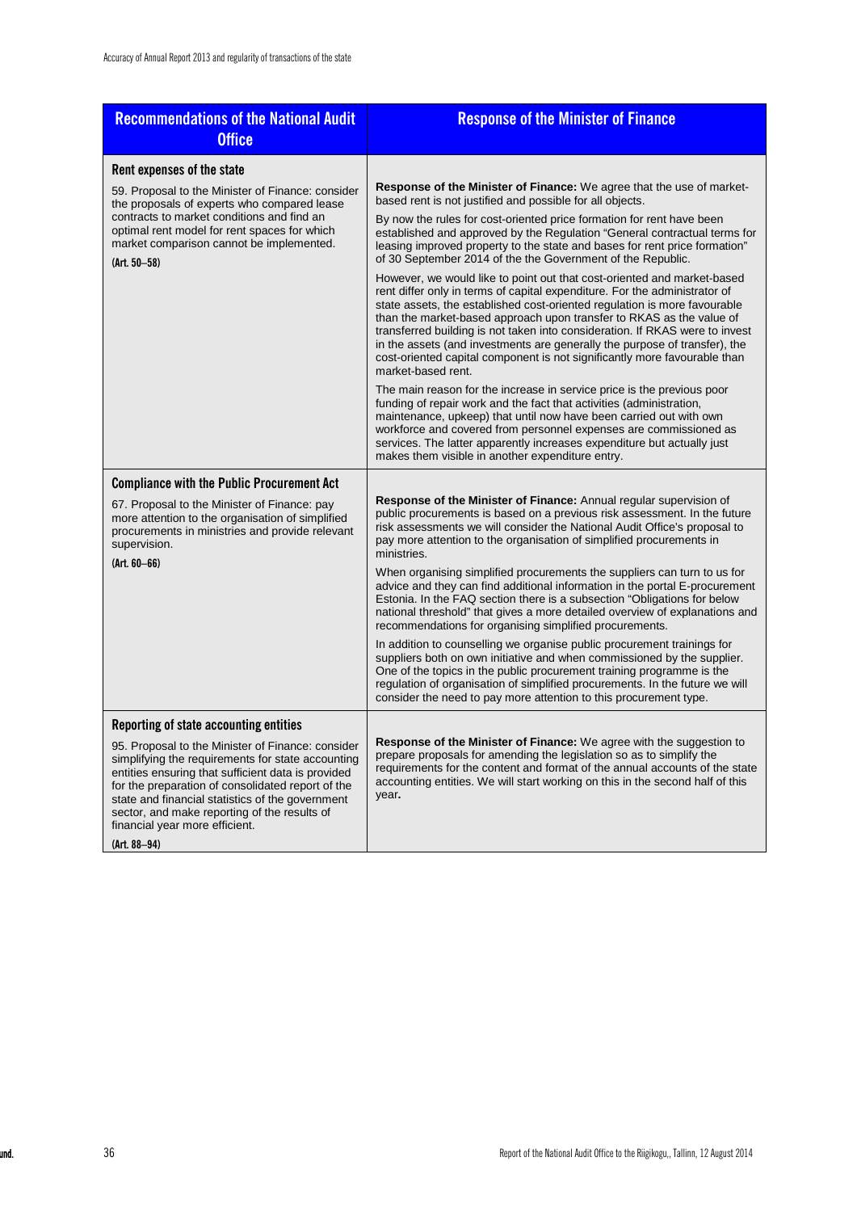| Recommendations of the National Audit Office | Response of the Minister of Finance |
| --- | --- |
| **Rent expenses of the state**<br><br>59. Proposal to the Minister of Finance: consider the proposals of experts who compared lease contracts to market conditions and find an optimal rent model for rent spaces for which market comparison cannot be implemented.<br><br>**(Art. 50–58)** | **Response of the Minister of Finance:** We agree that the use of market-based rent is not justified and possible for all objects.<br><br>By now the rules for cost-oriented price formation for rent have been established and approved by the Regulation "General contractual terms for leasing improved property to the state and bases for rent price formation" of 30 September 2014 of the the Government of the Republic.<br><br>However, we would like to point out that cost-oriented and market-based rent differ only in terms of capital expenditure. For the administrator of state assets, the established cost-oriented regulation is more favourable than the market-based approach upon transfer to RKAS as the value of transferred building is not taken into consideration. If RKAS were to invest in the assets (and investments are generally the purpose of transfer), the cost-oriented capital component is not significantly more favourable than market-based rent.<br><br>The main reason for the increase in service price is the previous poor funding of repair work and the fact that activities (administration, maintenance, upkeep) that until now have been carried out with own workforce and covered from personnel expenses are commissioned as services. The latter apparently increases expenditure but actually just makes them visible in another expenditure entry. |
| **Compliance with the Public Procurement Act**<br><br>67. Proposal to the Minister of Finance: pay more attention to the organisation of simplified procurements in ministries and provide relevant supervision.<br><br>**(Art. 60–66)** | **Response of the Minister of Finance:** Annual regular supervision of public procurements is based on a previous risk assessment. In the future risk assessments we will consider the National Audit Office's proposal to pay more attention to the organisation of simplified procurements in ministries.<br><br>When organising simplified procurements the suppliers can turn to us for advice and they can find additional information in the portal E-procurement Estonia. In the FAQ section there is a subsection "Obligations for below national threshold" that gives a more detailed overview of explanations and recommendations for organising simplified procurements.<br><br>In addition to counselling we organise public procurement trainings for suppliers both on own initiative and when commissioned by the supplier. One of the topics in the public procurement training programme is the regulation of organisation of simplified procurements. In the future we will consider the need to pay more attention to this procurement type. |
| **Reporting of state accounting entities**<br><br>95. Proposal to the Minister of Finance: consider simplifying the requirements for state accounting entities ensuring that sufficient data is provided for the preparation of consolidated report of the state and financial statistics of the government sector, and make reporting of the results of financial year more efficient.<br><br>**(Art. 88–94)** | **Response of the Minister of Finance:** We agree with the suggestion to prepare proposals for amending the legislation so as to simplify the requirements for the content and format of the annual accounts of the state accounting entities. We will start working on this in the second half of this year. |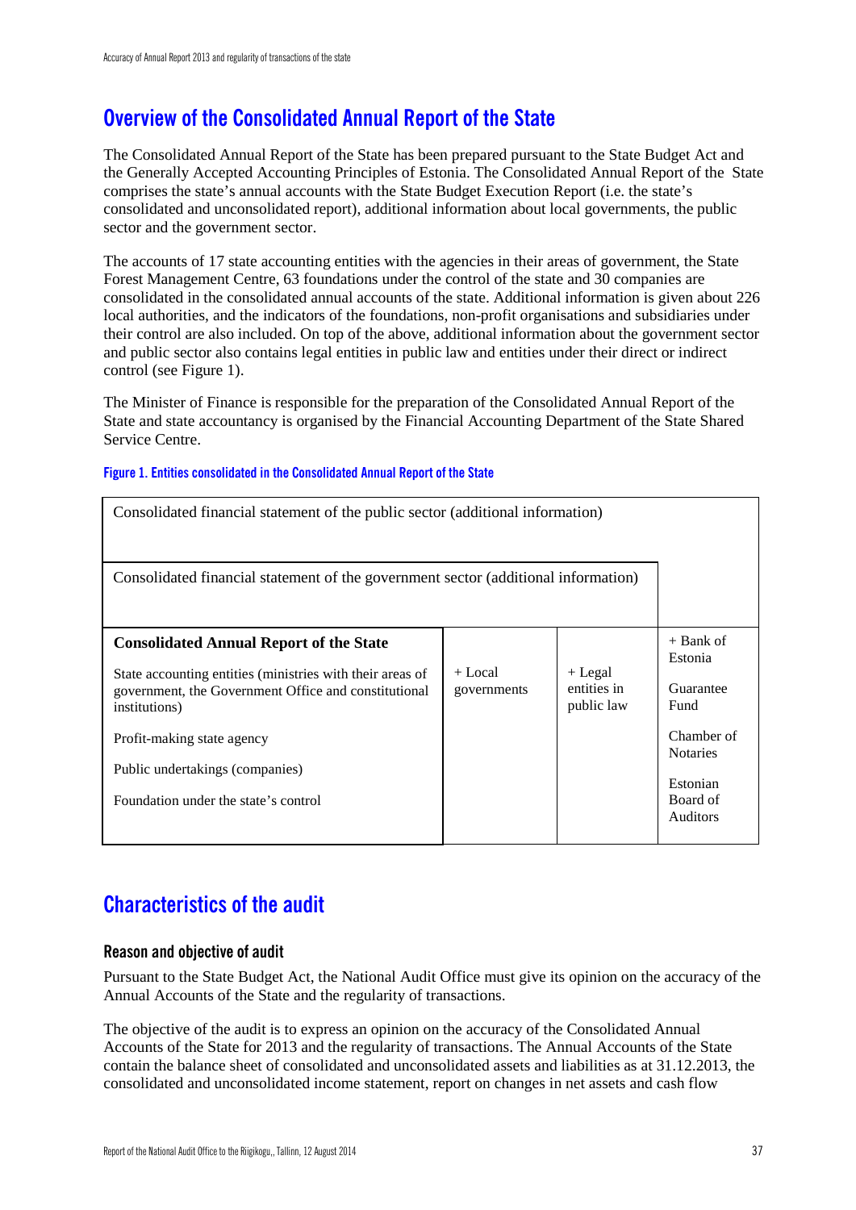## Overview of the Consolidated Annual Report of the State

The Consolidated Annual Report of the State has been prepared pursuant to the State Budget Act and the Generally Accepted Accounting Principles of Estonia. The Consolidated Annual Report of the State comprises the state's annual accounts with the State Budget Execution Report (i.e. the state's consolidated and unconsolidated report), additional information about local governments, the public sector and the government sector.

The accounts of 17 state accounting entities with the agencies in their areas of government, the State Forest Management Centre, 63 foundations under the control of the state and 30 companies are consolidated in the consolidated annual accounts of the state. Additional information is given about 226 local authorities, and the indicators of the foundations, non-profit organisations and subsidiaries under their control are also included. On top of the above, additional information about the government sector and public sector also contains legal entities in public law and entities under their direct or indirect control (see Figure 1).

The Minister of Finance is responsible for the preparation of the Consolidated Annual Report of the State and state accountancy is organised by the Financial Accounting Department of the State Shared Service Centre.

**Figure 1. Entities consolidated in the Consolidated Annual Report of the State**

| Consolidated financial statement of the public sector (additional information) | | | |
|---|---|---|---|
| Consolidated financial statement of the government sector (additional information) | | | |
| **Consolidated Annual Report of the State**<br>State accounting entities (ministries with their areas of government, the Government Office and constitutional institutions)<br>Profit-making state agency<br>Public undertakings (companies)<br>Foundation under the state's control | + Local governments | + Legal entities in public law | + Bank of Estonia<br>Guarantee Fund<br>Chamber of Notaries<br>Estonian Board of Auditors |

## Characteristics of the audit

### Reason and objective of audit

Pursuant to the State Budget Act, the National Audit Office must give its opinion on the accuracy of the Annual Accounts of the State and the regularity of transactions.

The objective of the audit is to express an opinion on the accuracy of the Consolidated Annual Accounts of the State for 2013 and the regularity of transactions. The Annual Accounts of the State contain the balance sheet of consolidated and unconsolidated assets and liabilities as at 31.12.2013, the consolidated and unconsolidated income statement, report on changes in net assets and cash flow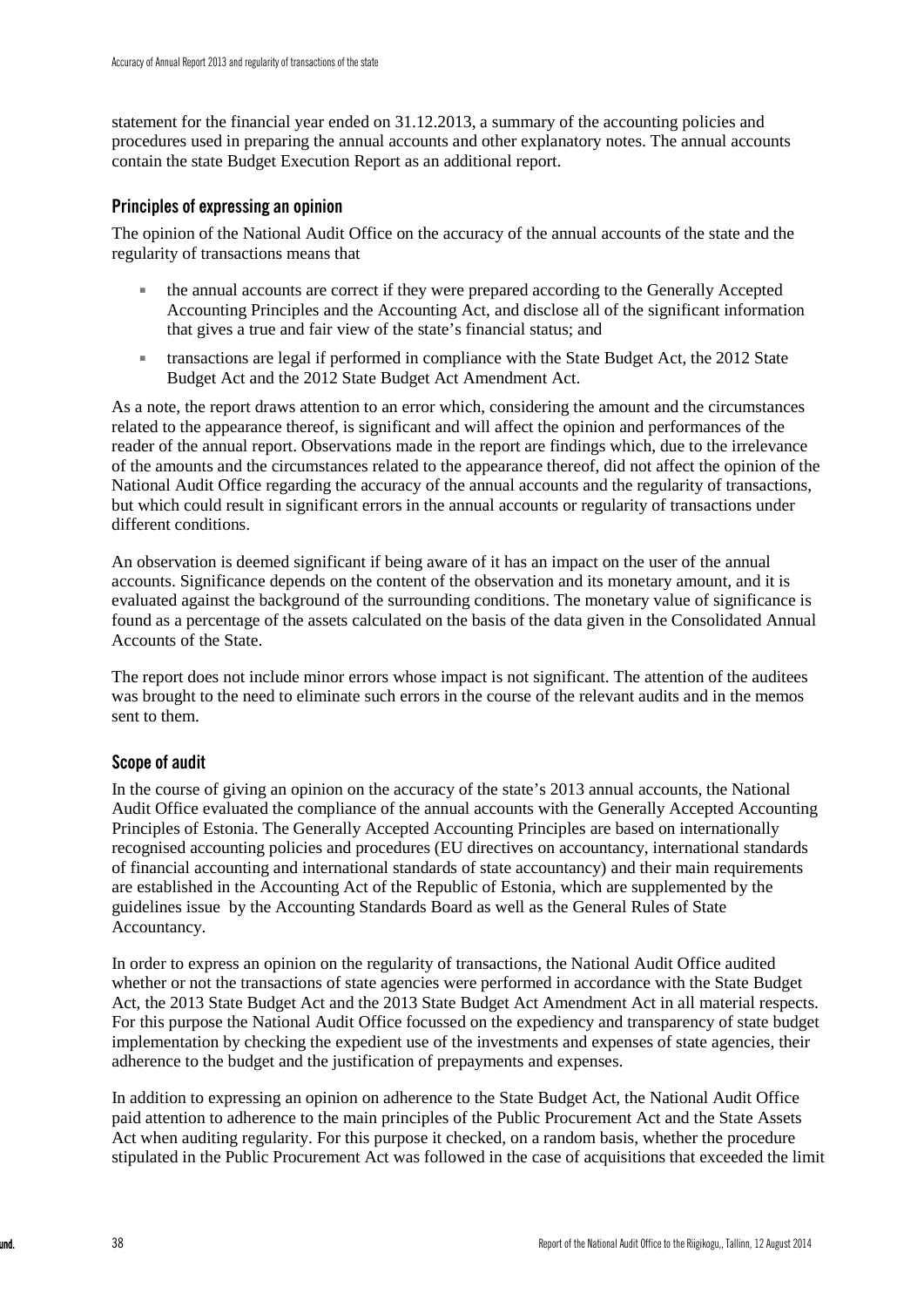statement for the financial year ended on 31.12.2013, a summary of the accounting policies and procedures used in preparing the annual accounts and other explanatory notes. The annual accounts contain the state Budget Execution Report as an additional report.

### Principles of expressing an opinion

The opinion of the National Audit Office on the accuracy of the annual accounts of the state and the regularity of transactions means that

- the annual accounts are correct if they were prepared according to the Generally Accepted Accounting Principles and the Accounting Act, and disclose all of the significant information that gives a true and fair view of the state's financial status; and
- transactions are legal if performed in compliance with the State Budget Act, the 2012 State Budget Act and the 2012 State Budget Act Amendment Act.

As a note, the report draws attention to an error which, considering the amount and the circumstances related to the appearance thereof, is significant and will affect the opinion and performances of the reader of the annual report. Observations made in the report are findings which, due to the irrelevance of the amounts and the circumstances related to the appearance thereof, did not affect the opinion of the National Audit Office regarding the accuracy of the annual accounts and the regularity of transactions, but which could result in significant errors in the annual accounts or regularity of transactions under different conditions.

An observation is deemed significant if being aware of it has an impact on the user of the annual accounts. Significance depends on the content of the observation and its monetary amount, and it is evaluated against the background of the surrounding conditions. The monetary value of significance is found as a percentage of the assets calculated on the basis of the data given in the Consolidated Annual Accounts of the State.

The report does not include minor errors whose impact is not significant. The attention of the auditees was brought to the need to eliminate such errors in the course of the relevant audits and in the memos sent to them.

### Scope of audit

In the course of giving an opinion on the accuracy of the state's 2013 annual accounts, the National Audit Office evaluated the compliance of the annual accounts with the Generally Accepted Accounting Principles of Estonia. The Generally Accepted Accounting Principles are based on internationally recognised accounting policies and procedures (EU directives on accountancy, international standards of financial accounting and international standards of state accountancy) and their main requirements are established in the Accounting Act of the Republic of Estonia, which are supplemented by the guidelines issue by the Accounting Standards Board as well as the General Rules of State Accountancy.

In order to express an opinion on the regularity of transactions, the National Audit Office audited whether or not the transactions of state agencies were performed in accordance with the State Budget Act, the 2013 State Budget Act and the 2013 State Budget Act Amendment Act in all material respects. For this purpose the National Audit Office focussed on the expediency and transparency of state budget implementation by checking the expedient use of the investments and expenses of state agencies, their adherence to the budget and the justification of prepayments and expenses.

In addition to expressing an opinion on adherence to the State Budget Act, the National Audit Office paid attention to adherence to the main principles of the Public Procurement Act and the State Assets Act when auditing regularity. For this purpose it checked, on a random basis, whether the procedure stipulated in the Public Procurement Act was followed in the case of acquisitions that exceeded the limit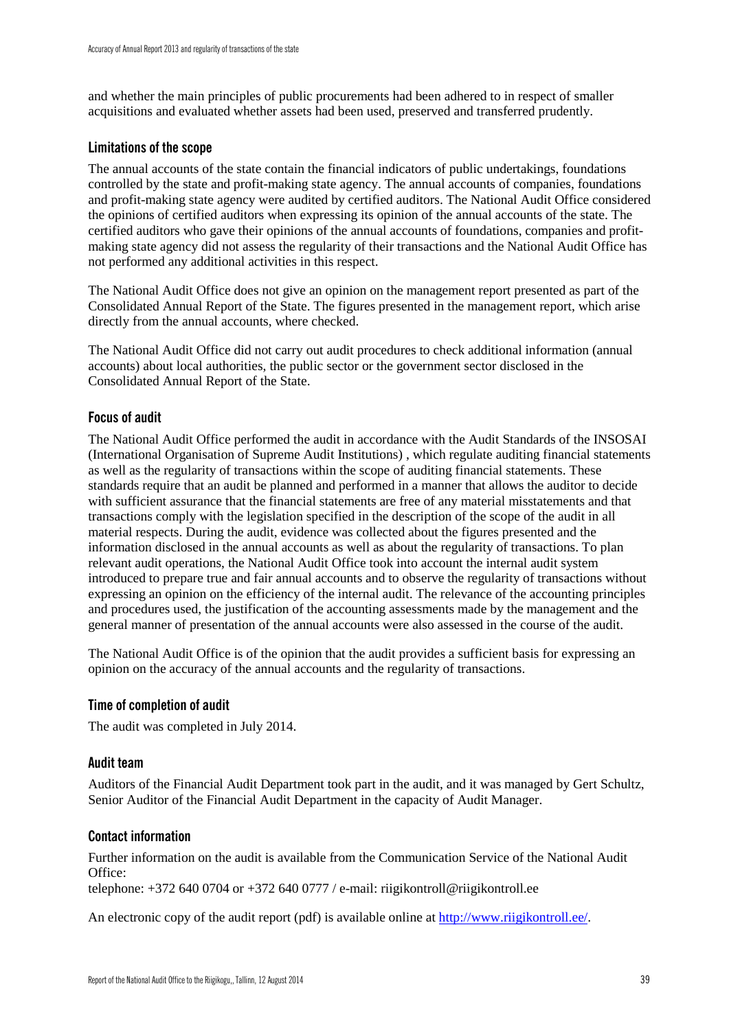and whether the main principles of public procurements had been adhered to in respect of smaller acquisitions and evaluated whether assets had been used, preserved and transferred prudently.

### Limitations of the scope

The annual accounts of the state contain the financial indicators of public undertakings, foundations controlled by the state and profit-making state agency. The annual accounts of companies, foundations and profit-making state agency were audited by certified auditors. The National Audit Office considered the opinions of certified auditors when expressing its opinion of the annual accounts of the state. The certified auditors who gave their opinions of the annual accounts of foundations, companies and profit-making state agency did not assess the regularity of their transactions and the National Audit Office has not performed any additional activities in this respect.

The National Audit Office does not give an opinion on the management report presented as part of the Consolidated Annual Report of the State. The figures presented in the management report, which arise directly from the annual accounts, where checked.

The National Audit Office did not carry out audit procedures to check additional information (annual accounts) about local authorities, the public sector or the government sector disclosed in the Consolidated Annual Report of the State.

### Focus of audit

The National Audit Office performed the audit in accordance with the Audit Standards of the INSOSAI (International Organisation of Supreme Audit Institutions) , which regulate auditing financial statements as well as the regularity of transactions within the scope of auditing financial statements. These standards require that an audit be planned and performed in a manner that allows the auditor to decide with sufficient assurance that the financial statements are free of any material misstatements and that transactions comply with the legislation specified in the description of the scope of the audit in all material respects. During the audit, evidence was collected about the figures presented and the information disclosed in the annual accounts as well as about the regularity of transactions. To plan relevant audit operations, the National Audit Office took into account the internal audit system introduced to prepare true and fair annual accounts and to observe the regularity of transactions without expressing an opinion on the efficiency of the internal audit. The relevance of the accounting principles and procedures used, the justification of the accounting assessments made by the management and the general manner of presentation of the annual accounts were also assessed in the course of the audit.

The National Audit Office is of the opinion that the audit provides a sufficient basis for expressing an opinion on the accuracy of the annual accounts and the regularity of transactions.

### Time of completion of audit

The audit was completed in July 2014.

### Audit team

Auditors of the Financial Audit Department took part in the audit, and it was managed by Gert Schultz, Senior Auditor of the Financial Audit Department in the capacity of Audit Manager.

### Contact information

Further information on the audit is available from the Communication Service of the National Audit Office:
telephone: +372 640 0704 or +372 640 0777 / e-mail: riigikontroll@riigikontroll.ee

An electronic copy of the audit report (pdf) is available online at http://www.riigikontroll.ee/.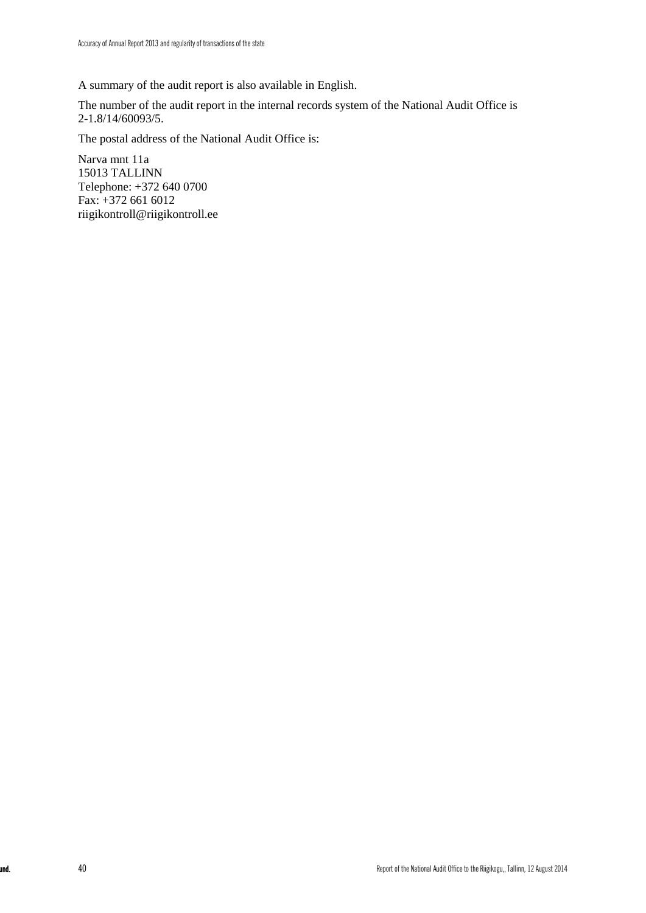A summary of the audit report is also available in English.

The number of the audit report in the internal records system of the National Audit Office is 2-1.8/14/60093/5.

The postal address of the National Audit Office is:

Narva mnt 11a  
15013 TALLINN  
Telephone: +372 640 0700  
Fax: +372 661 6012  
riigikontroll@riigikontroll.ee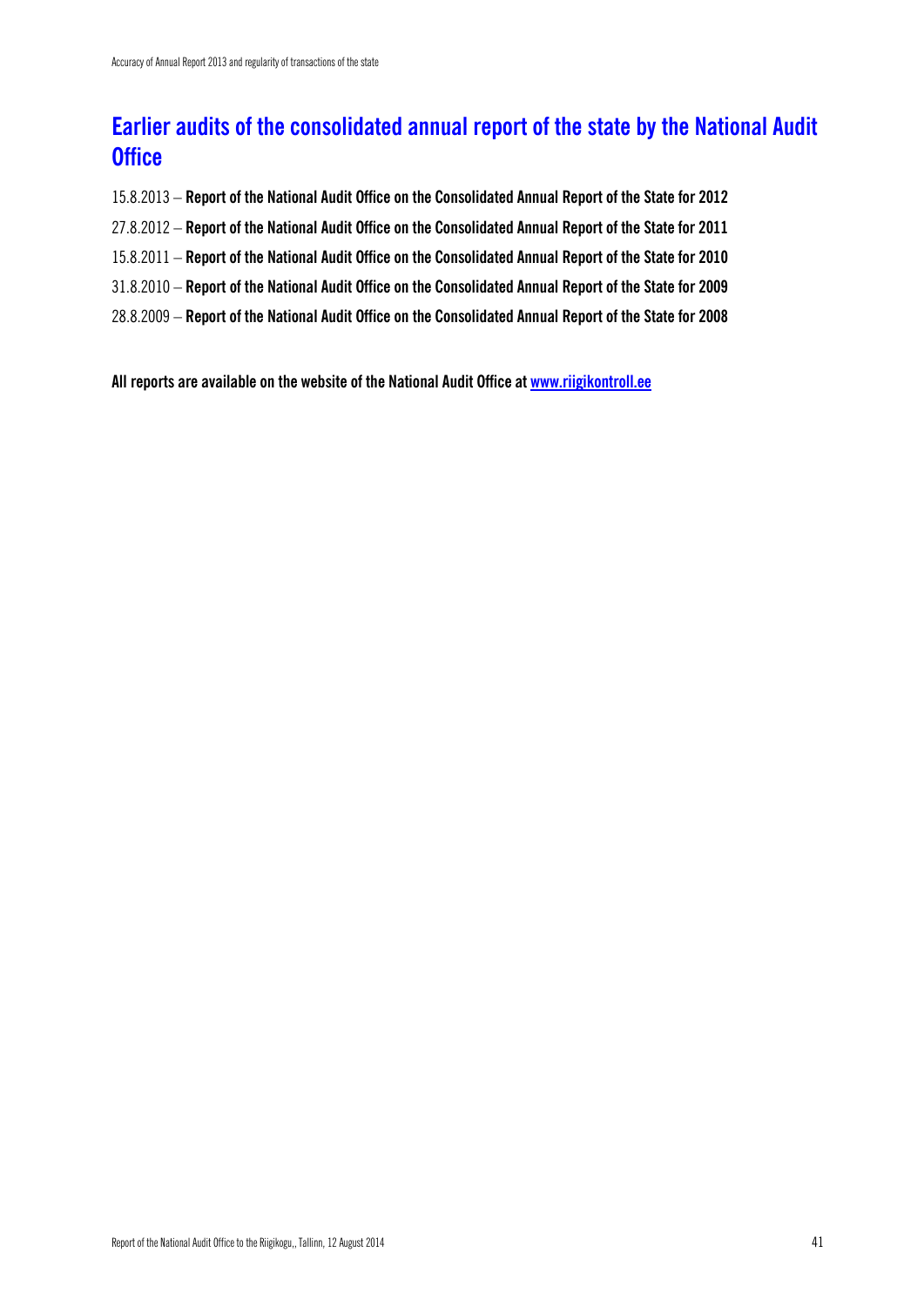## Earlier audits of the consolidated annual report of the state by the National Audit Office

15.8.2013 – **Report of the National Audit Office on the Consolidated Annual Report of the State for 2012**

27.8.2012 – **Report of the National Audit Office on the Consolidated Annual Report of the State for 2011**

15.8.2011 – **Report of the National Audit Office on the Consolidated Annual Report of the State for 2010**

31.8.2010 – **Report of the National Audit Office on the Consolidated Annual Report of the State for 2009**

28.8.2009 – **Report of the National Audit Office on the Consolidated Annual Report of the State for 2008**

**All reports are available on the website of the National Audit Office at [www.riigikontroll.ee](www.riigikontroll.ee)**